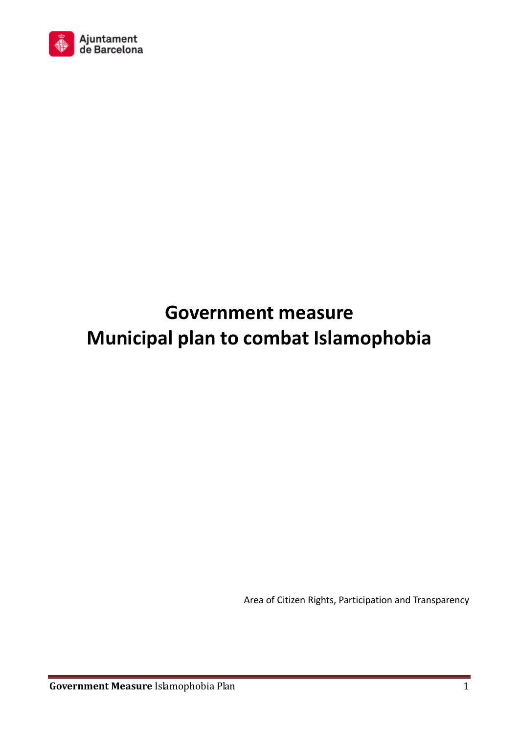Ajuntament de Barcelona

# Government measure
# Municipal plan to combat Islamophobia

Area of Citizen Rights, Participation and Transparency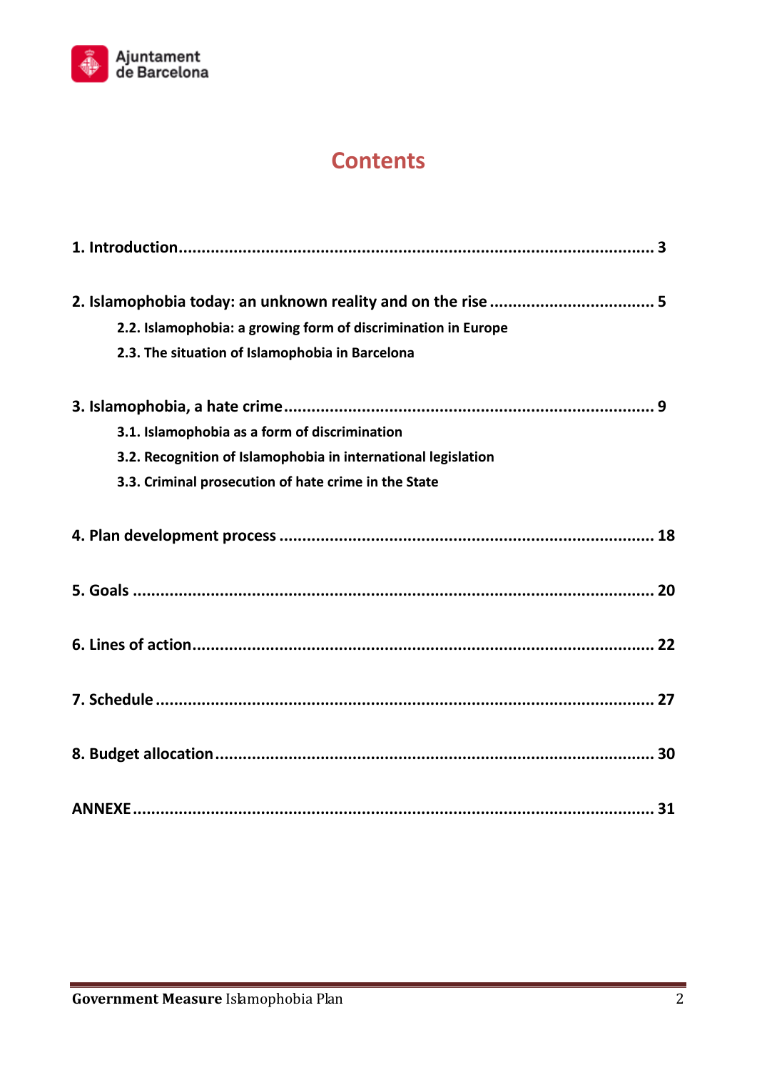# Contents

**1. Introduction** .......... **3**

**2. Islamophobia today: an unknown reality and on the rise** .......... **5**

- **2.2. Islamophobia: a growing form of discrimination in Europe**
- **2.3. The situation of Islamophobia in Barcelona**

**3. Islamophobia, a hate crime** .......... **9**

- **3.1. Islamophobia as a form of discrimination**
- **3.2. Recognition of Islamophobia in international legislation**
- **3.3. Criminal prosecution of hate crime in the State**

**4. Plan development process** .......... **18**

**5. Goals** .......... **20**

**6. Lines of action** .......... **22**

**7. Schedule** .......... **27**

**8. Budget allocation** .......... **30**

**ANNEXE** .......... **31**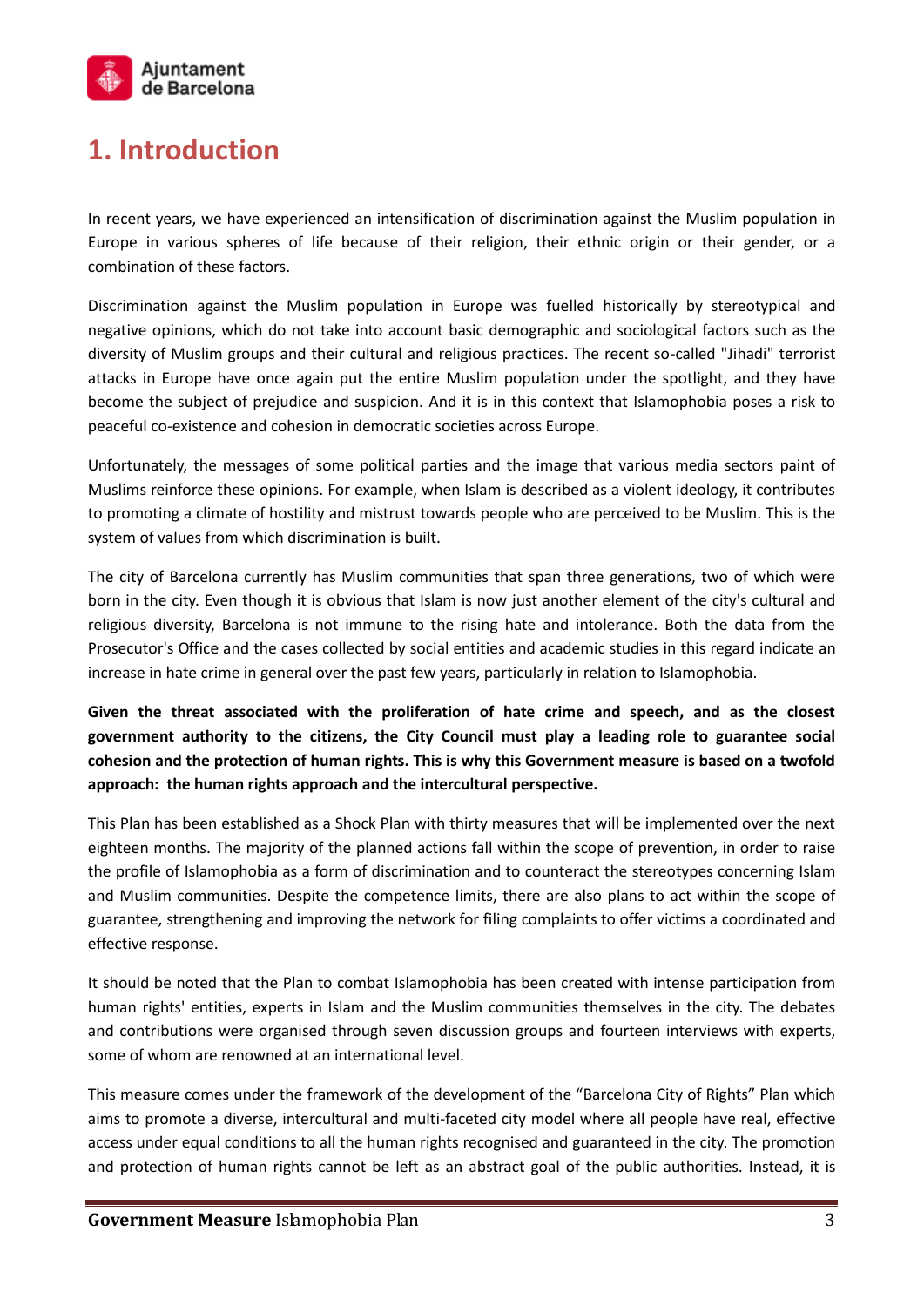# 1. Introduction

In recent years, we have experienced an intensification of discrimination against the Muslim population in Europe in various spheres of life because of their religion, their ethnic origin or their gender, or a combination of these factors.

Discrimination against the Muslim population in Europe was fuelled historically by stereotypical and negative opinions, which do not take into account basic demographic and sociological factors such as the diversity of Muslim groups and their cultural and religious practices. The recent so-called "Jihadi" terrorist attacks in Europe have once again put the entire Muslim population under the spotlight, and they have become the subject of prejudice and suspicion. And it is in this context that Islamophobia poses a risk to peaceful co-existence and cohesion in democratic societies across Europe.

Unfortunately, the messages of some political parties and the image that various media sectors paint of Muslims reinforce these opinions. For example, when Islam is described as a violent ideology, it contributes to promoting a climate of hostility and mistrust towards people who are perceived to be Muslim. This is the system of values from which discrimination is built.

The city of Barcelona currently has Muslim communities that span three generations, two of which were born in the city. Even though it is obvious that Islam is now just another element of the city's cultural and religious diversity, Barcelona is not immune to the rising hate and intolerance. Both the data from the Prosecutor's Office and the cases collected by social entities and academic studies in this regard indicate an increase in hate crime in general over the past few years, particularly in relation to Islamophobia.

**Given the threat associated with the proliferation of hate crime and speech, and as the closest government authority to the citizens, the City Council must play a leading role to guarantee social cohesion and the protection of human rights. This is why this Government measure is based on a twofold approach: the human rights approach and the intercultural perspective.**

This Plan has been established as a Shock Plan with thirty measures that will be implemented over the next eighteen months. The majority of the planned actions fall within the scope of prevention, in order to raise the profile of Islamophobia as a form of discrimination and to counteract the stereotypes concerning Islam and Muslim communities. Despite the competence limits, there are also plans to act within the scope of guarantee, strengthening and improving the network for filing complaints to offer victims a coordinated and effective response.

It should be noted that the Plan to combat Islamophobia has been created with intense participation from human rights' entities, experts in Islam and the Muslim communities themselves in the city. The debates and contributions were organised through seven discussion groups and fourteen interviews with experts, some of whom are renowned at an international level.

This measure comes under the framework of the development of the "Barcelona City of Rights" Plan which aims to promote a diverse, intercultural and multi-faceted city model where all people have real, effective access under equal conditions to all the human rights recognised and guaranteed in the city. The promotion and protection of human rights cannot be left as an abstract goal of the public authorities. Instead, it is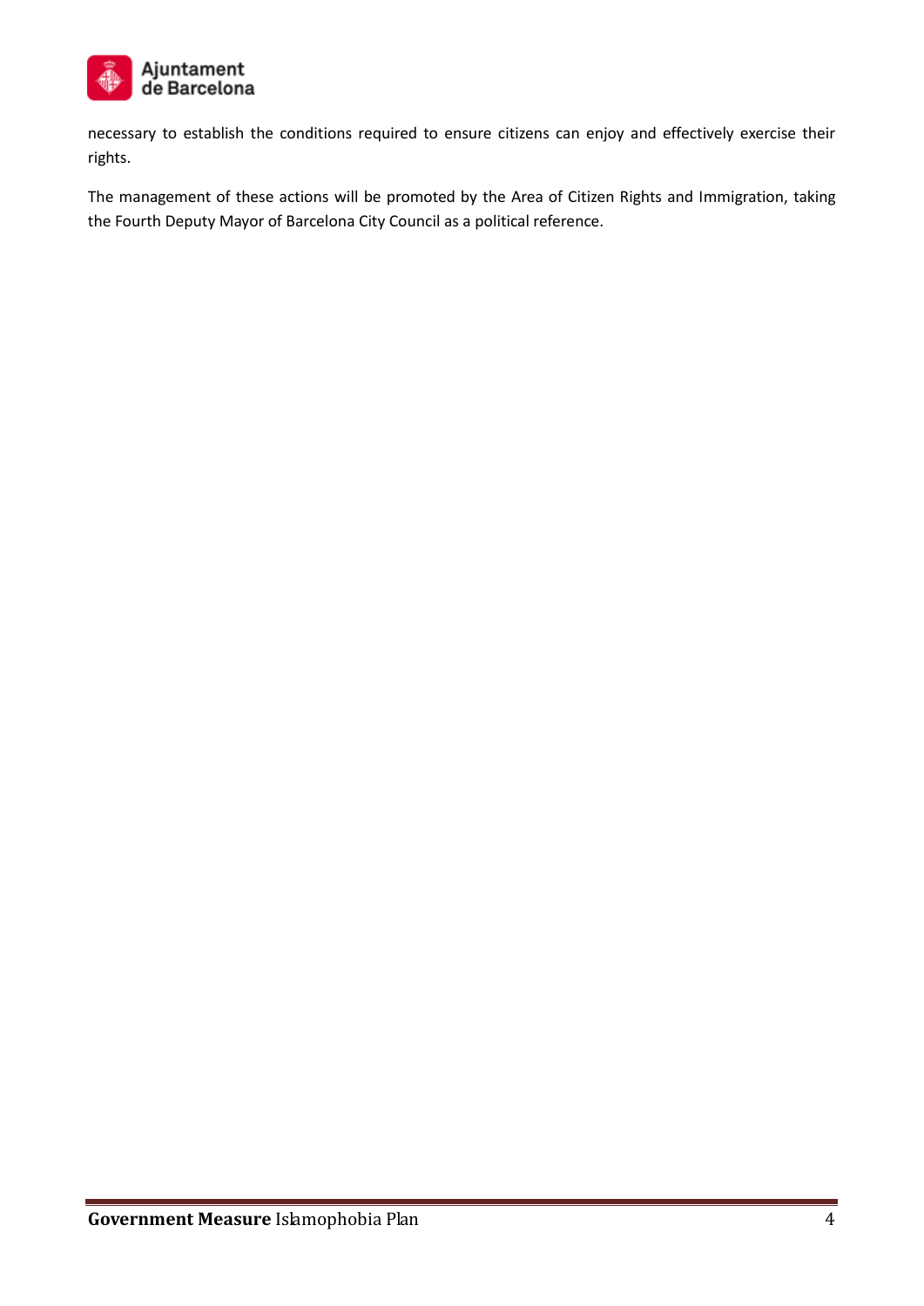necessary to establish the conditions required to ensure citizens can enjoy and effectively exercise their rights.

The management of these actions will be promoted by the Area of Citizen Rights and Immigration, taking the Fourth Deputy Mayor of Barcelona City Council as a political reference.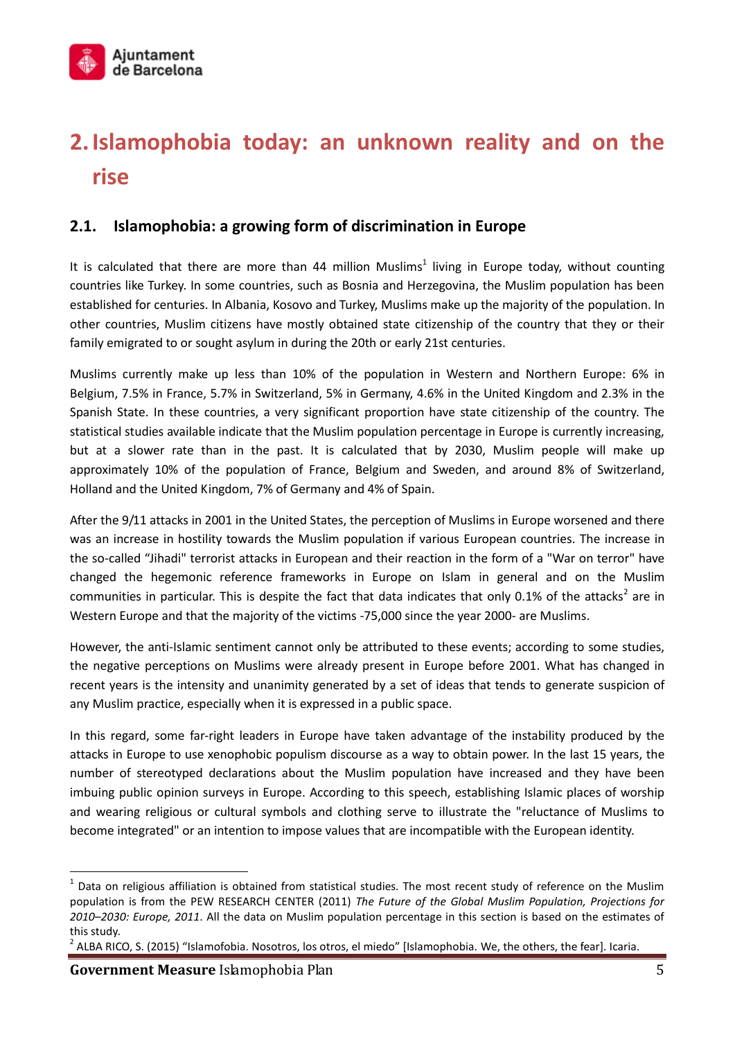# 2. Islamophobia today: an unknown reality and on the rise

## 2.1. Islamophobia: a growing form of discrimination in Europe

It is calculated that there are more than 44 million Muslims[1] living in Europe today, without counting countries like Turkey. In some countries, such as Bosnia and Herzegovina, the Muslim population has been established for centuries. In Albania, Kosovo and Turkey, Muslims make up the majority of the population. In other countries, Muslim citizens have mostly obtained state citizenship of the country that they or their family emigrated to or sought asylum in during the 20th or early 21st centuries.

Muslims currently make up less than 10% of the population in Western and Northern Europe: 6% in Belgium, 7.5% in France, 5.7% in Switzerland, 5% in Germany, 4.6% in the United Kingdom and 2.3% in the Spanish State. In these countries, a very significant proportion have state citizenship of the country. The statistical studies available indicate that the Muslim population percentage in Europe is currently increasing, but at a slower rate than in the past. It is calculated that by 2030, Muslim people will make up approximately 10% of the population of France, Belgium and Sweden, and around 8% of Switzerland, Holland and the United Kingdom, 7% of Germany and 4% of Spain.

After the 9/11 attacks in 2001 in the United States, the perception of Muslims in Europe worsened and there was an increase in hostility towards the Muslim population if various European countries. The increase in the so-called "Jihadi" terrorist attacks in European and their reaction in the form of a "War on terror" have changed the hegemonic reference frameworks in Europe on Islam in general and on the Muslim communities in particular. This is despite the fact that data indicates that only 0.1% of the attacks[2] are in Western Europe and that the majority of the victims -75,000 since the year 2000- are Muslims.

However, the anti-Islamic sentiment cannot only be attributed to these events; according to some studies, the negative perceptions on Muslims were already present in Europe before 2001. What has changed in recent years is the intensity and unanimity generated by a set of ideas that tends to generate suspicion of any Muslim practice, especially when it is expressed in a public space.

In this regard, some far-right leaders in Europe have taken advantage of the instability produced by the attacks in Europe to use xenophobic populism discourse as a way to obtain power. In the last 15 years, the number of stereotyped declarations about the Muslim population have increased and they have been imbuing public opinion surveys in Europe. According to this speech, establishing Islamic places of worship and wearing religious or cultural symbols and clothing serve to illustrate the "reluctance of Muslims to become integrated" or an intention to impose values that are incompatible with the European identity.

---

[1] Data on religious affiliation is obtained from statistical studies. The most recent study of reference on the Muslim population is from the PEW RESEARCH CENTER (2011) *The Future of the Global Muslim Population, Projections for 2010–2030: Europe, 2011*. All the data on Muslim population percentage in this section is based on the estimates of this study.

[2] ALBA RICO, S. (2015) "Islamofobia. Nosotros, los otros, el miedo" [Islamophobia. We, the others, the fear]. Icaria.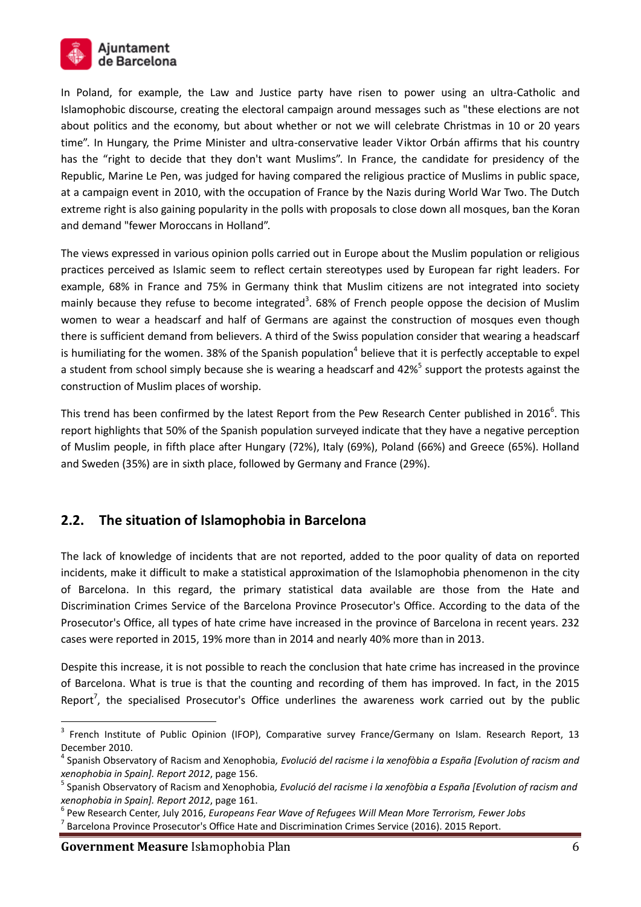In Poland, for example, the Law and Justice party have risen to power using an ultra-Catholic and Islamophobic discourse, creating the electoral campaign around messages such as "these elections are not about politics and the economy, but about whether or not we will celebrate Christmas in 10 or 20 years time". In Hungary, the Prime Minister and ultra-conservative leader Viktor Orbán affirms that his country has the "right to decide that they don't want Muslims". In France, the candidate for presidency of the Republic, Marine Le Pen, was judged for having compared the religious practice of Muslims in public space, at a campaign event in 2010, with the occupation of France by the Nazis during World War Two. The Dutch extreme right is also gaining popularity in the polls with proposals to close down all mosques, ban the Koran and demand "fewer Moroccans in Holland".

The views expressed in various opinion polls carried out in Europe about the Muslim population or religious practices perceived as Islamic seem to reflect certain stereotypes used by European far right leaders. For example, 68% in France and 75% in Germany think that Muslim citizens are not integrated into society mainly because they refuse to become integrated[3]. 68% of French people oppose the decision of Muslim women to wear a headscarf and half of Germans are against the construction of mosques even though there is sufficient demand from believers. A third of the Swiss population consider that wearing a headscarf is humiliating for the women. 38% of the Spanish population[4] believe that it is perfectly acceptable to expel a student from school simply because she is wearing a headscarf and 42%[5] support the protests against the construction of Muslim places of worship.

This trend has been confirmed by the latest Report from the Pew Research Center published in 2016[6]. This report highlights that 50% of the Spanish population surveyed indicate that they have a negative perception of Muslim people, in fifth place after Hungary (72%), Italy (69%), Poland (66%) and Greece (65%). Holland and Sweden (35%) are in sixth place, followed by Germany and France (29%).

## 2.2. The situation of Islamophobia in Barcelona

The lack of knowledge of incidents that are not reported, added to the poor quality of data on reported incidents, make it difficult to make a statistical approximation of the Islamophobia phenomenon in the city of Barcelona. In this regard, the primary statistical data available are those from the Hate and Discrimination Crimes Service of the Barcelona Province Prosecutor's Office. According to the data of the Prosecutor's Office, all types of hate crime have increased in the province of Barcelona in recent years. 232 cases were reported in 2015, 19% more than in 2014 and nearly 40% more than in 2013.

Despite this increase, it is not possible to reach the conclusion that hate crime has increased in the province of Barcelona. What is true is that the counting and recording of them has improved. In fact, in the 2015 Report[7], the specialised Prosecutor's Office underlines the awareness work carried out by the public

---

[3] French Institute of Public Opinion (IFOP), Comparative survey France/Germany on Islam. Research Report, 13 December 2010.

[4] Spanish Observatory of Racism and Xenophobia, *Evolució del racisme i la xenofòbia a España [Evolution of racism and xenophobia in Spain]. Report 2012*, page 156.

[5] Spanish Observatory of Racism and Xenophobia, *Evolució del racisme i la xenofòbia a España [Evolution of racism and xenophobia in Spain]. Report 2012*, page 161.

[6] Pew Research Center, July 2016, *Europeans Fear Wave of Refugees Will Mean More Terrorism, Fewer Jobs*

[7] Barcelona Province Prosecutor's Office Hate and Discrimination Crimes Service (2016). 2015 Report.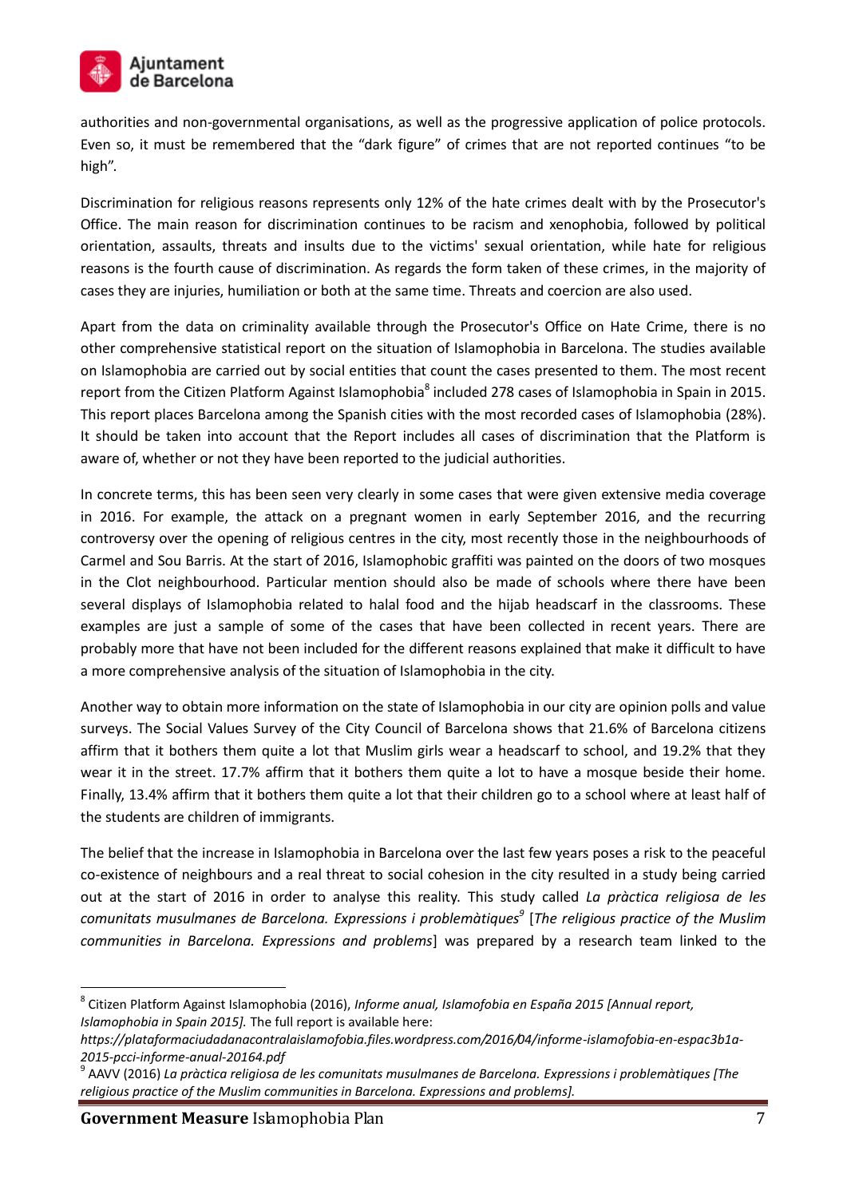authorities and non-governmental organisations, as well as the progressive application of police protocols. Even so, it must be remembered that the "dark figure" of crimes that are not reported continues "to be high".

Discrimination for religious reasons represents only 12% of the hate crimes dealt with by the Prosecutor's Office. The main reason for discrimination continues to be racism and xenophobia, followed by political orientation, assaults, threats and insults due to the victims' sexual orientation, while hate for religious reasons is the fourth cause of discrimination. As regards the form taken of these crimes, in the majority of cases they are injuries, humiliation or both at the same time. Threats and coercion are also used.

Apart from the data on criminality available through the Prosecutor's Office on Hate Crime, there is no other comprehensive statistical report on the situation of Islamophobia in Barcelona. The studies available on Islamophobia are carried out by social entities that count the cases presented to them. The most recent report from the Citizen Platform Against Islamophobia[8] included 278 cases of Islamophobia in Spain in 2015. This report places Barcelona among the Spanish cities with the most recorded cases of Islamophobia (28%). It should be taken into account that the Report includes all cases of discrimination that the Platform is aware of, whether or not they have been reported to the judicial authorities.

In concrete terms, this has been seen very clearly in some cases that were given extensive media coverage in 2016. For example, the attack on a pregnant women in early September 2016, and the recurring controversy over the opening of religious centres in the city, most recently those in the neighbourhoods of Carmel and Sou Barris. At the start of 2016, Islamophobic graffiti was painted on the doors of two mosques in the Clot neighbourhood. Particular mention should also be made of schools where there have been several displays of Islamophobia related to halal food and the hijab headscarf in the classrooms. These examples are just a sample of some of the cases that have been collected in recent years. There are probably more that have not been included for the different reasons explained that make it difficult to have a more comprehensive analysis of the situation of Islamophobia in the city.

Another way to obtain more information on the state of Islamophobia in our city are opinion polls and value surveys. The Social Values Survey of the City Council of Barcelona shows that 21.6% of Barcelona citizens affirm that it bothers them quite a lot that Muslim girls wear a headscarf to school, and 19.2% that they wear it in the street. 17.7% affirm that it bothers them quite a lot to have a mosque beside their home. Finally, 13.4% affirm that it bothers them quite a lot that their children go to a school where at least half of the students are children of immigrants.

The belief that the increase in Islamophobia in Barcelona over the last few years poses a risk to the peaceful co-existence of neighbours and a real threat to social cohesion in the city resulted in a study being carried out at the start of 2016 in order to analyse this reality. This study called *La pràctica religiosa de les comunitats musulmanes de Barcelona. Expressions i problemàtiques*[9] [*The religious practice of the Muslim communities in Barcelona. Expressions and problems*] was prepared by a research team linked to the

---

[8] Citizen Platform Against Islamophobia (2016), *Informe anual, Islamofobia en España 2015 [Annual report, Islamophobia in Spain 2015].* The full report is available here: *https://plataformaciudadanacontralaislamofobia.files.wordpress.com/2016/04/informe-islamofobia-en-espac3b1a-2015-pcci-informe-anual-20164.pdf*

[9] AAVV (2016) *La pràctica religiosa de les comunitats musulmanes de Barcelona. Expressions i problemàtiques [The religious practice of the Muslim communities in Barcelona. Expressions and problems].*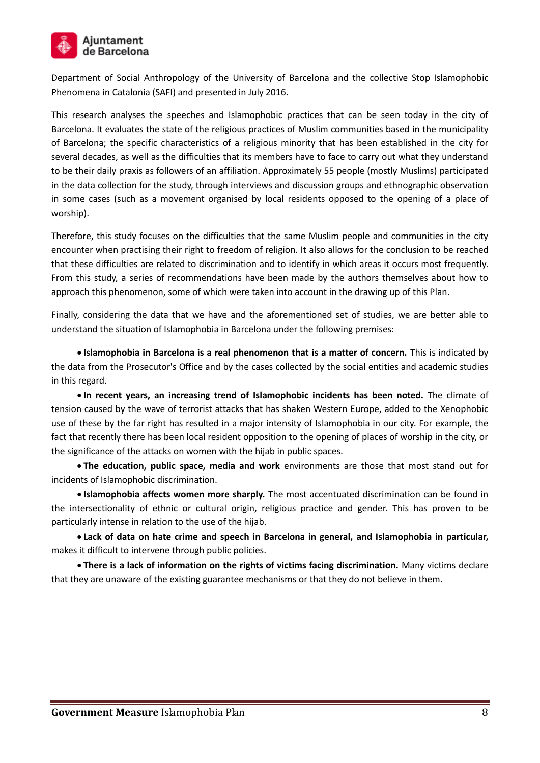Department of Social Anthropology of the University of Barcelona and the collective Stop Islamophobic Phenomena in Catalonia (SAFI) and presented in July 2016.

This research analyses the speeches and Islamophobic practices that can be seen today in the city of Barcelona. It evaluates the state of the religious practices of Muslim communities based in the municipality of Barcelona; the specific characteristics of a religious minority that has been established in the city for several decades, as well as the difficulties that its members have to face to carry out what they understand to be their daily praxis as followers of an affiliation. Approximately 55 people (mostly Muslims) participated in the data collection for the study, through interviews and discussion groups and ethnographic observation in some cases (such as a movement organised by local residents opposed to the opening of a place of worship).

Therefore, this study focuses on the difficulties that the same Muslim people and communities in the city encounter when practising their right to freedom of religion. It also allows for the conclusion to be reached that these difficulties are related to discrimination and to identify in which areas it occurs most frequently. From this study, a series of recommendations have been made by the authors themselves about how to approach this phenomenon, some of which were taken into account in the drawing up of this Plan.

Finally, considering the data that we have and the aforementioned set of studies, we are better able to understand the situation of Islamophobia in Barcelona under the following premises:

- **Islamophobia in Barcelona is a real phenomenon that is a matter of concern.** This is indicated by the data from the Prosecutor's Office and by the cases collected by the social entities and academic studies in this regard.
- **In recent years, an increasing trend of Islamophobic incidents has been noted.** The climate of tension caused by the wave of terrorist attacks that has shaken Western Europe, added to the Xenophobic use of these by the far right has resulted in a major intensity of Islamophobia in our city. For example, the fact that recently there has been local resident opposition to the opening of places of worship in the city, or the significance of the attacks on women with the hijab in public spaces.
- **The education, public space, media and work** environments are those that most stand out for incidents of Islamophobic discrimination.
- **Islamophobia affects women more sharply.** The most accentuated discrimination can be found in the intersectionality of ethnic or cultural origin, religious practice and gender. This has proven to be particularly intense in relation to the use of the hijab.
- **Lack of data on hate crime and speech in Barcelona in general, and Islamophobia in particular,** makes it difficult to intervene through public policies.
- **There is a lack of information on the rights of victims facing discrimination.** Many victims declare that they are unaware of the existing guarantee mechanisms or that they do not believe in them.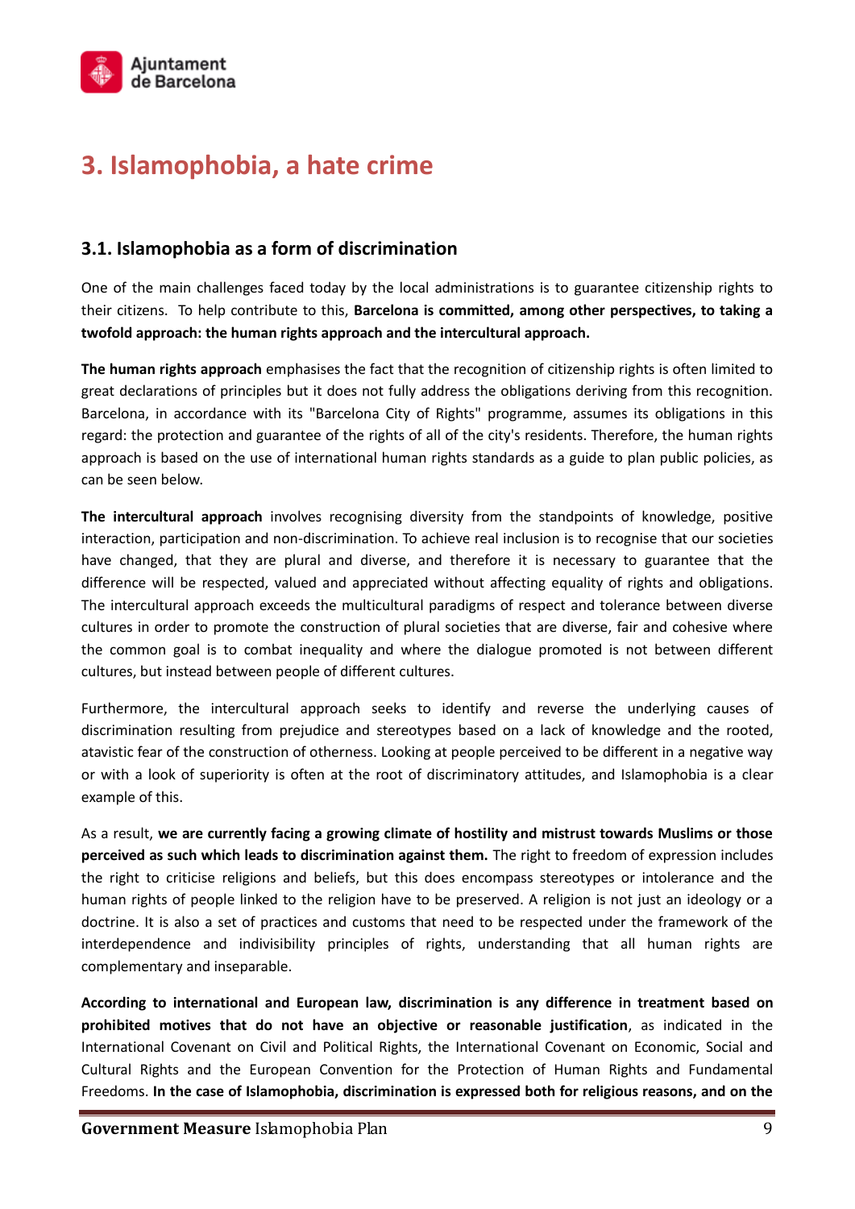# 3. Islamophobia, a hate crime

## 3.1. Islamophobia as a form of discrimination

One of the main challenges faced today by the local administrations is to guarantee citizenship rights to their citizens. To help contribute to this, **Barcelona is committed, among other perspectives, to taking a twofold approach: the human rights approach and the intercultural approach.**

**The human rights approach** emphasises the fact that the recognition of citizenship rights is often limited to great declarations of principles but it does not fully address the obligations deriving from this recognition. Barcelona, in accordance with its "Barcelona City of Rights" programme, assumes its obligations in this regard: the protection and guarantee of the rights of all of the city's residents. Therefore, the human rights approach is based on the use of international human rights standards as a guide to plan public policies, as can be seen below.

**The intercultural approach** involves recognising diversity from the standpoints of knowledge, positive interaction, participation and non-discrimination. To achieve real inclusion is to recognise that our societies have changed, that they are plural and diverse, and therefore it is necessary to guarantee that the difference will be respected, valued and appreciated without affecting equality of rights and obligations. The intercultural approach exceeds the multicultural paradigms of respect and tolerance between diverse cultures in order to promote the construction of plural societies that are diverse, fair and cohesive where the common goal is to combat inequality and where the dialogue promoted is not between different cultures, but instead between people of different cultures.

Furthermore, the intercultural approach seeks to identify and reverse the underlying causes of discrimination resulting from prejudice and stereotypes based on a lack of knowledge and the rooted, atavistic fear of the construction of otherness. Looking at people perceived to be different in a negative way or with a look of superiority is often at the root of discriminatory attitudes, and Islamophobia is a clear example of this.

As a result, **we are currently facing a growing climate of hostility and mistrust towards Muslims or those perceived as such which leads to discrimination against them.** The right to freedom of expression includes the right to criticise religions and beliefs, but this does encompass stereotypes or intolerance and the human rights of people linked to the religion have to be preserved. A religion is not just an ideology or a doctrine. It is also a set of practices and customs that need to be respected under the framework of the interdependence and indivisibility principles of rights, understanding that all human rights are complementary and inseparable.

**According to international and European law, discrimination is any difference in treatment based on prohibited motives that do not have an objective or reasonable justification**, as indicated in the International Covenant on Civil and Political Rights, the International Covenant on Economic, Social and Cultural Rights and the European Convention for the Protection of Human Rights and Fundamental Freedoms. **In the case of Islamophobia, discrimination is expressed both for religious reasons, and on the**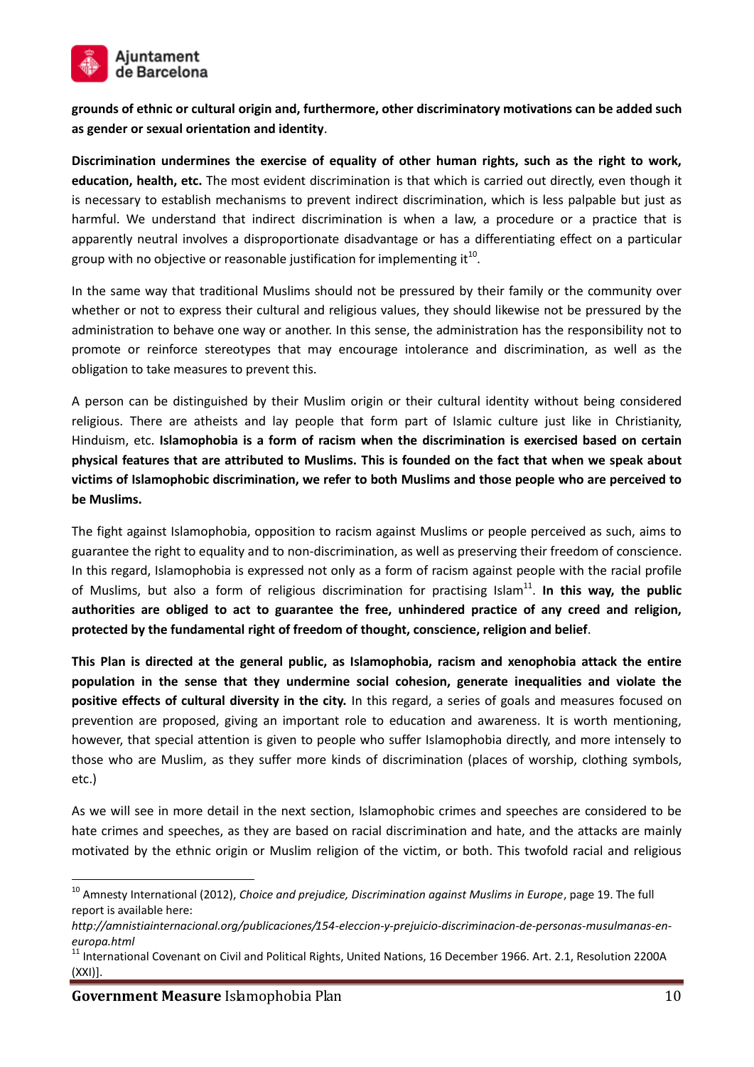**grounds of ethnic or cultural origin and, furthermore, other discriminatory motivations can be added such as gender or sexual orientation and identity**.

**Discrimination undermines the exercise of equality of other human rights, such as the right to work, education, health, etc.** The most evident discrimination is that which is carried out directly, even though it is necessary to establish mechanisms to prevent indirect discrimination, which is less palpable but just as harmful. We understand that indirect discrimination is when a law, a procedure or a practice that is apparently neutral involves a disproportionate disadvantage or has a differentiating effect on a particular group with no objective or reasonable justification for implementing it[10].

In the same way that traditional Muslims should not be pressured by their family or the community over whether or not to express their cultural and religious values, they should likewise not be pressured by the administration to behave one way or another. In this sense, the administration has the responsibility not to promote or reinforce stereotypes that may encourage intolerance and discrimination, as well as the obligation to take measures to prevent this.

A person can be distinguished by their Muslim origin or their cultural identity without being considered religious. There are atheists and lay people that form part of Islamic culture just like in Christianity, Hinduism, etc. **Islamophobia is a form of racism when the discrimination is exercised based on certain physical features that are attributed to Muslims. This is founded on the fact that when we speak about victims of Islamophobic discrimination, we refer to both Muslims and those people who are perceived to be Muslims.**

The fight against Islamophobia, opposition to racism against Muslims or people perceived as such, aims to guarantee the right to equality and to non-discrimination, as well as preserving their freedom of conscience. In this regard, Islamophobia is expressed not only as a form of racism against people with the racial profile of Muslims, but also a form of religious discrimination for practising Islam[11]. **In this way, the public authorities are obliged to act to guarantee the free, unhindered practice of any creed and religion, protected by the fundamental right of freedom of thought, conscience, religion and belief**.

**This Plan is directed at the general public, as Islamophobia, racism and xenophobia attack the entire population in the sense that they undermine social cohesion, generate inequalities and violate the positive effects of cultural diversity in the city.** In this regard, a series of goals and measures focused on prevention are proposed, giving an important role to education and awareness. It is worth mentioning, however, that special attention is given to people who suffer Islamophobia directly, and more intensely to those who are Muslim, as they suffer more kinds of discrimination (places of worship, clothing symbols, etc.)

As we will see in more detail in the next section, Islamophobic crimes and speeches are considered to be hate crimes and speeches, as they are based on racial discrimination and hate, and the attacks are mainly motivated by the ethnic origin or Muslim religion of the victim, or both. This twofold racial and religious

---

[10] Amnesty International (2012), *Choice and prejudice, Discrimination against Muslims in Europe*, page 19. The full report is available here: *http://amnistiainternacional.org/publicaciones/154-eleccion-y-prejuicio-discriminacion-de-personas-musulmanas-en-europa.html*

[11] International Covenant on Civil and Political Rights, United Nations, 16 December 1966. Art. 2.1, Resolution 2200A (XXI)].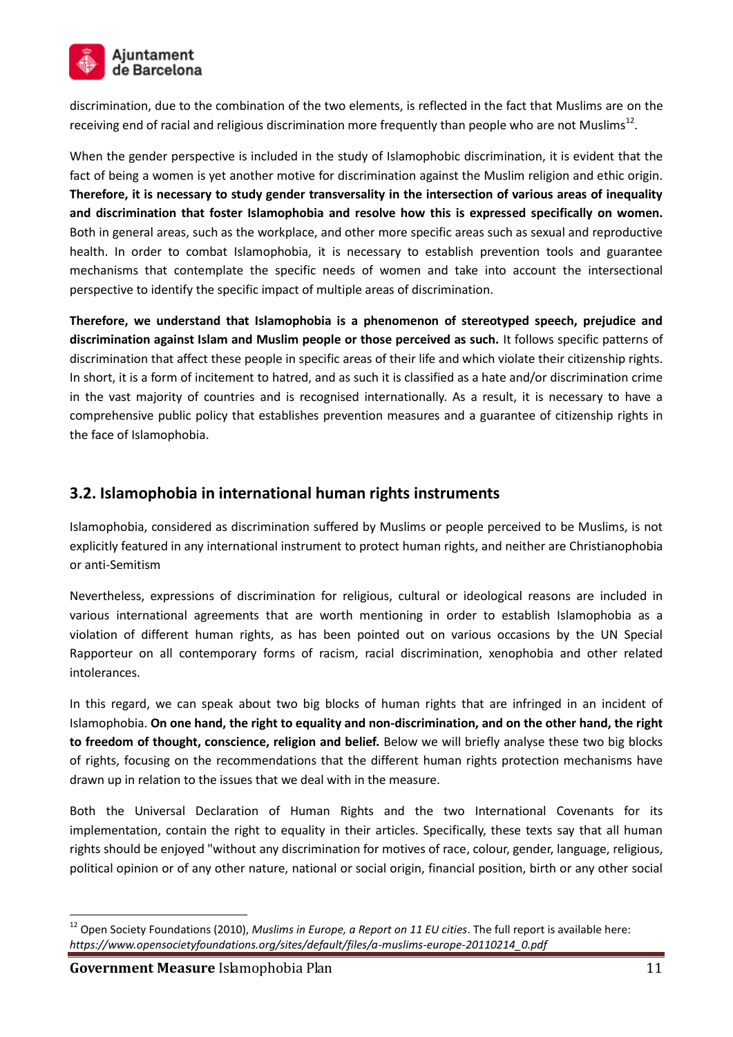discrimination, due to the combination of the two elements, is reflected in the fact that Muslims are on the receiving end of racial and religious discrimination more frequently than people who are not Muslims[12].

When the gender perspective is included in the study of Islamophobic discrimination, it is evident that the fact of being a women is yet another motive for discrimination against the Muslim religion and ethic origin. **Therefore, it is necessary to study gender transversality in the intersection of various areas of inequality and discrimination that foster Islamophobia and resolve how this is expressed specifically on women.** Both in general areas, such as the workplace, and other more specific areas such as sexual and reproductive health. In order to combat Islamophobia, it is necessary to establish prevention tools and guarantee mechanisms that contemplate the specific needs of women and take into account the intersectional perspective to identify the specific impact of multiple areas of discrimination.

**Therefore, we understand that Islamophobia is a phenomenon of stereotyped speech, prejudice and discrimination against Islam and Muslim people or those perceived as such.** It follows specific patterns of discrimination that affect these people in specific areas of their life and which violate their citizenship rights. In short, it is a form of incitement to hatred, and as such it is classified as a hate and/or discrimination crime in the vast majority of countries and is recognised internationally. As a result, it is necessary to have a comprehensive public policy that establishes prevention measures and a guarantee of citizenship rights in the face of Islamophobia.

## 3.2. Islamophobia in international human rights instruments

Islamophobia, considered as discrimination suffered by Muslims or people perceived to be Muslims, is not explicitly featured in any international instrument to protect human rights, and neither are Christianophobia or anti-Semitism

Nevertheless, expressions of discrimination for religious, cultural or ideological reasons are included in various international agreements that are worth mentioning in order to establish Islamophobia as a violation of different human rights, as has been pointed out on various occasions by the UN Special Rapporteur on all contemporary forms of racism, racial discrimination, xenophobia and other related intolerances.

In this regard, we can speak about two big blocks of human rights that are infringed in an incident of Islamophobia. **On one hand, the right to equality and non-discrimination, and on the other hand, the right to freedom of thought, conscience, religion and belief.** Below we will briefly analyse these two big blocks of rights, focusing on the recommendations that the different human rights protection mechanisms have drawn up in relation to the issues that we deal with in the measure.

Both the Universal Declaration of Human Rights and the two International Covenants for its implementation, contain the right to equality in their articles. Specifically, these texts say that all human rights should be enjoyed "without any discrimination for motives of race, colour, gender, language, religious, political opinion or of any other nature, national or social origin, financial position, birth or any other social

[12] Open Society Foundations (2010), *Muslims in Europe, a Report on 11 EU cities*. The full report is available here: *https://www.opensocietyfoundations.org/sites/default/files/a-muslims-europe-20110214_0.pdf*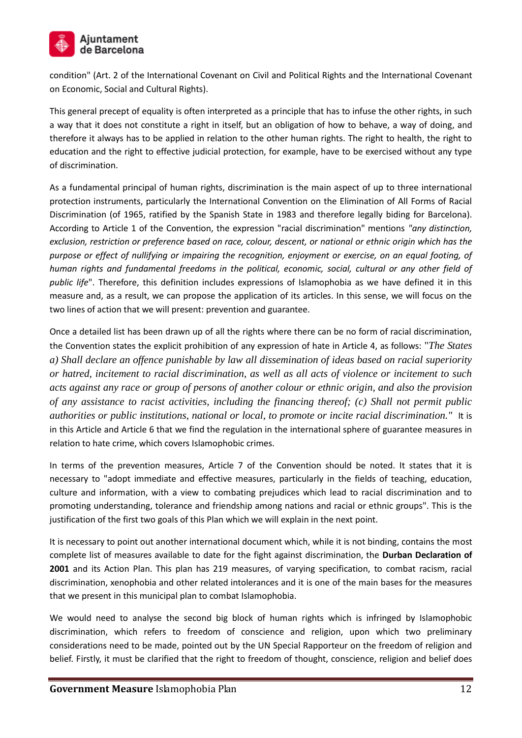condition" (Art. 2 of the International Covenant on Civil and Political Rights and the International Covenant on Economic, Social and Cultural Rights).

This general precept of equality is often interpreted as a principle that has to infuse the other rights, in such a way that it does not constitute a right in itself, but an obligation of how to behave, a way of doing, and therefore it always has to be applied in relation to the other human rights. The right to health, the right to education and the right to effective judicial protection, for example, have to be exercised without any type of discrimination.

As a fundamental principal of human rights, discrimination is the main aspect of up to three international protection instruments, particularly the International Convention on the Elimination of All Forms of Racial Discrimination (of 1965, ratified by the Spanish State in 1983 and therefore legally biding for Barcelona). According to Article 1 of the Convention, the expression "racial discrimination" mentions *"any distinction, exclusion, restriction or preference based on race, colour, descent, or national or ethnic origin which has the purpose or effect of nullifying or impairing the recognition, enjoyment or exercise, on an equal footing, of human rights and fundamental freedoms in the political, economic, social, cultural or any other field of public life*". Therefore, this definition includes expressions of Islamophobia as we have defined it in this measure and, as a result, we can propose the application of its articles. In this sense, we will focus on the two lines of action that we will present: prevention and guarantee.

Once a detailed list has been drawn up of all the rights where there can be no form of racial discrimination, the Convention states the explicit prohibition of any expression of hate in Article 4, as follows: "*The States a) Shall declare an offence punishable by law all dissemination of ideas based on racial superiority or hatred, incitement to racial discrimination, as well as all acts of violence or incitement to such acts against any race or group of persons of another colour or ethnic origin, and also the provision of any assistance to racist activities, including the financing thereof; (c) Shall not permit public authorities or public institutions, national or local, to promote or incite racial discrimination."* It is in this Article and Article 6 that we find the regulation in the international sphere of guarantee measures in relation to hate crime, which covers Islamophobic crimes.

In terms of the prevention measures, Article 7 of the Convention should be noted. It states that it is necessary to "adopt immediate and effective measures, particularly in the fields of teaching, education, culture and information, with a view to combating prejudices which lead to racial discrimination and to promoting understanding, tolerance and friendship among nations and racial or ethnic groups". This is the justification of the first two goals of this Plan which we will explain in the next point.

It is necessary to point out another international document which, while it is not binding, contains the most complete list of measures available to date for the fight against discrimination, the **Durban Declaration of 2001** and its Action Plan. This plan has 219 measures, of varying specification, to combat racism, racial discrimination, xenophobia and other related intolerances and it is one of the main bases for the measures that we present in this municipal plan to combat Islamophobia.

We would need to analyse the second big block of human rights which is infringed by Islamophobic discrimination, which refers to freedom of conscience and religion, upon which two preliminary considerations need to be made, pointed out by the UN Special Rapporteur on the freedom of religion and belief. Firstly, it must be clarified that the right to freedom of thought, conscience, religion and belief does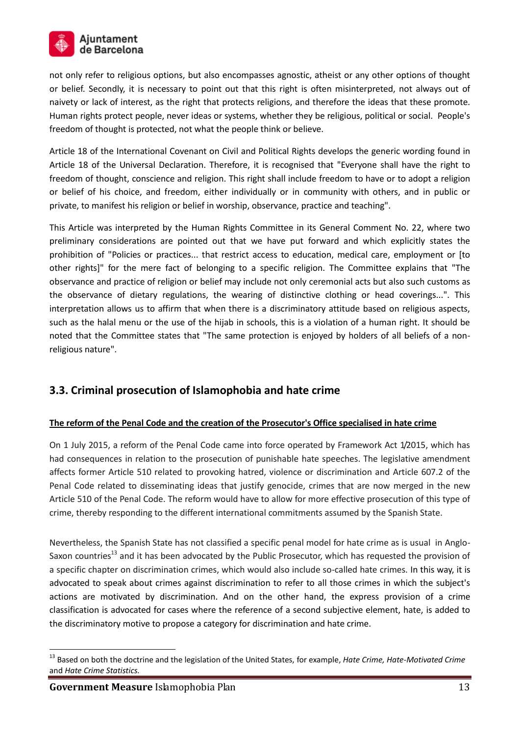not only refer to religious options, but also encompasses agnostic, atheist or any other options of thought or belief. Secondly, it is necessary to point out that this right is often misinterpreted, not always out of naivety or lack of interest, as the right that protects religions, and therefore the ideas that these promote. Human rights protect people, never ideas or systems, whether they be religious, political or social. People's freedom of thought is protected, not what the people think or believe.

Article 18 of the International Covenant on Civil and Political Rights develops the generic wording found in Article 18 of the Universal Declaration. Therefore, it is recognised that "Everyone shall have the right to freedom of thought, conscience and religion. This right shall include freedom to have or to adopt a religion or belief of his choice, and freedom, either individually or in community with others, and in public or private, to manifest his religion or belief in worship, observance, practice and teaching".

This Article was interpreted by the Human Rights Committee in its General Comment No. 22, where two preliminary considerations are pointed out that we have put forward and which explicitly states the prohibition of "Policies or practices... that restrict access to education, medical care, employment or [to other rights]" for the mere fact of belonging to a specific religion. The Committee explains that "The observance and practice of religion or belief may include not only ceremonial acts but also such customs as the observance of dietary regulations, the wearing of distinctive clothing or head coverings...". This interpretation allows us to affirm that when there is a discriminatory attitude based on religious aspects, such as the halal menu or the use of the hijab in schools, this is a violation of a human right. It should be noted that the Committee states that "The same protection is enjoyed by holders of all beliefs of a non-religious nature".

## 3.3. Criminal prosecution of Islamophobia and hate crime

**The reform of the Penal Code and the creation of the Prosecutor's Office specialised in hate crime**

On 1 July 2015, a reform of the Penal Code came into force operated by Framework Act 1/2015, which has had consequences in relation to the prosecution of punishable hate speeches. The legislative amendment affects former Article 510 related to provoking hatred, violence or discrimination and Article 607.2 of the Penal Code related to disseminating ideas that justify genocide, crimes that are now merged in the new Article 510 of the Penal Code. The reform would have to allow for more effective prosecution of this type of crime, thereby responding to the different international commitments assumed by the Spanish State.

Nevertheless, the Spanish State has not classified a specific penal model for hate crime as is usual in Anglo-Saxon countries[13] and it has been advocated by the Public Prosecutor, which has requested the provision of a specific chapter on discrimination crimes, which would also include so-called hate crimes. In this way, it is advocated to speak about crimes against discrimination to refer to all those crimes in which the subject's actions are motivated by discrimination. And on the other hand, the express provision of a crime classification is advocated for cases where the reference of a second subjective element, hate, is added to the discriminatory motive to propose a category for discrimination and hate crime.

---

[13] Based on both the doctrine and the legislation of the United States, for example, *Hate Crime, Hate-Motivated Crime* and *Hate Crime Statistics*.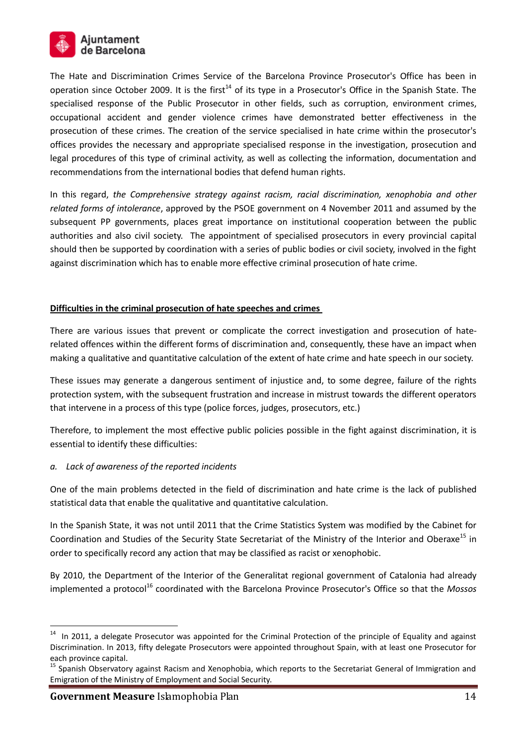The Hate and Discrimination Crimes Service of the Barcelona Province Prosecutor's Office has been in operation since October 2009. It is the first[14] of its type in a Prosecutor's Office in the Spanish State. The specialised response of the Public Prosecutor in other fields, such as corruption, environment crimes, occupational accident and gender violence crimes have demonstrated better effectiveness in the prosecution of these crimes. The creation of the service specialised in hate crime within the prosecutor's offices provides the necessary and appropriate specialised response in the investigation, prosecution and legal procedures of this type of criminal activity, as well as collecting the information, documentation and recommendations from the international bodies that defend human rights.

In this regard, *the Comprehensive strategy against racism, racial discrimination, xenophobia and other related forms of intolerance*, approved by the PSOE government on 4 November 2011 and assumed by the subsequent PP governments, places great importance on institutional cooperation between the public authorities and also civil society. The appointment of specialised prosecutors in every provincial capital should then be supported by coordination with a series of public bodies or civil society, involved in the fight against discrimination which has to enable more effective criminal prosecution of hate crime.

**Difficulties in the criminal prosecution of hate speeches and crimes**

There are various issues that prevent or complicate the correct investigation and prosecution of hate-related offences within the different forms of discrimination and, consequently, these have an impact when making a qualitative and quantitative calculation of the extent of hate crime and hate speech in our society.

These issues may generate a dangerous sentiment of injustice and, to some degree, failure of the rights protection system, with the subsequent frustration and increase in mistrust towards the different operators that intervene in a process of this type (police forces, judges, prosecutors, etc.)

Therefore, to implement the most effective public policies possible in the fight against discrimination, it is essential to identify these difficulties:

*a. Lack of awareness of the reported incidents*

One of the main problems detected in the field of discrimination and hate crime is the lack of published statistical data that enable the qualitative and quantitative calculation.

In the Spanish State, it was not until 2011 that the Crime Statistics System was modified by the Cabinet for Coordination and Studies of the Security State Secretariat of the Ministry of the Interior and Oberaxe[15] in order to specifically record any action that may be classified as racist or xenophobic.

By 2010, the Department of the Interior of the Generalitat regional government of Catalonia had already implemented a protocol[16] coordinated with the Barcelona Province Prosecutor's Office so that the *Mossos*

---

[14] In 2011, a delegate Prosecutor was appointed for the Criminal Protection of the principle of Equality and against Discrimination. In 2013, fifty delegate Prosecutors were appointed throughout Spain, with at least one Prosecutor for each province capital.

[15] Spanish Observatory against Racism and Xenophobia, which reports to the Secretariat General of Immigration and Emigration of the Ministry of Employment and Social Security.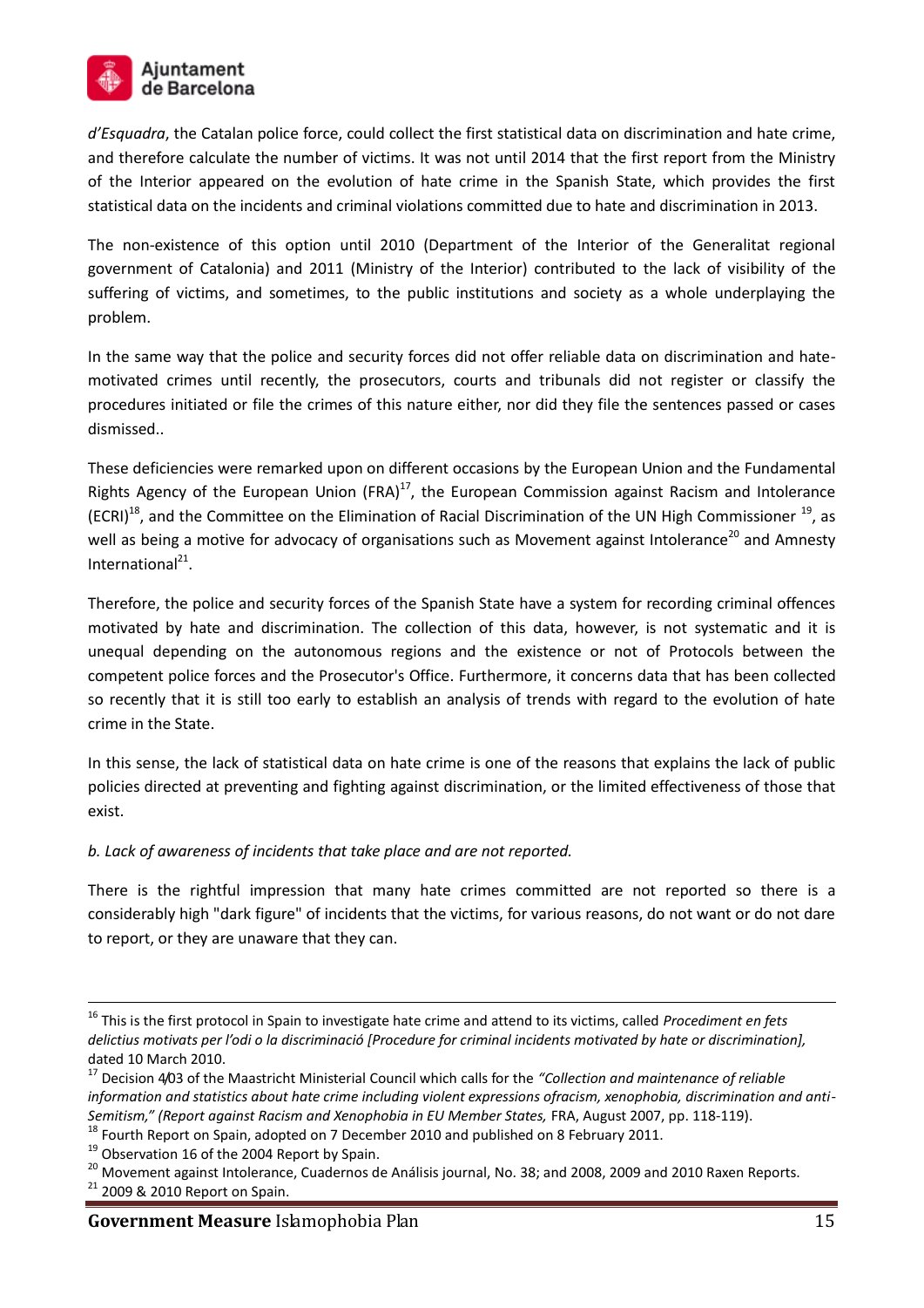*d'Esquadra*, the Catalan police force, could collect the first statistical data on discrimination and hate crime, and therefore calculate the number of victims. It was not until 2014 that the first report from the Ministry of the Interior appeared on the evolution of hate crime in the Spanish State, which provides the first statistical data on the incidents and criminal violations committed due to hate and discrimination in 2013.

The non-existence of this option until 2010 (Department of the Interior of the Generalitat regional government of Catalonia) and 2011 (Ministry of the Interior) contributed to the lack of visibility of the suffering of victims, and sometimes, to the public institutions and society as a whole underplaying the problem.

In the same way that the police and security forces did not offer reliable data on discrimination and hate-motivated crimes until recently, the prosecutors, courts and tribunals did not register or classify the procedures initiated or file the crimes of this nature either, nor did they file the sentences passed or cases dismissed..

These deficiencies were remarked upon on different occasions by the European Union and the Fundamental Rights Agency of the European Union (FRA)[17], the European Commission against Racism and Intolerance (ECRI)[18], and the Committee on the Elimination of Racial Discrimination of the UN High Commissioner [19], as well as being a motive for advocacy of organisations such as Movement against Intolerance[20] and Amnesty International[21].

Therefore, the police and security forces of the Spanish State have a system for recording criminal offences motivated by hate and discrimination. The collection of this data, however, is not systematic and it is unequal depending on the autonomous regions and the existence or not of Protocols between the competent police forces and the Prosecutor's Office. Furthermore, it concerns data that has been collected so recently that it is still too early to establish an analysis of trends with regard to the evolution of hate crime in the State.

In this sense, the lack of statistical data on hate crime is one of the reasons that explains the lack of public policies directed at preventing and fighting against discrimination, or the limited effectiveness of those that exist.

*b. Lack of awareness of incidents that take place and are not reported.*

There is the rightful impression that many hate crimes committed are not reported so there is a considerably high "dark figure" of incidents that the victims, for various reasons, do not want or do not dare to report, or they are unaware that they can.

---

[16] This is the first protocol in Spain to investigate hate crime and attend to its victims, called *Procediment en fets delictius motivats per l'odi o la discriminació [Procedure for criminal incidents motivated by hate or discrimination],* dated 10 March 2010.

[17] Decision 4/03 of the Maastricht Ministerial Council which calls for the *"Collection and maintenance of reliable information and statistics about hate crime including violent expressions ofracism, xenophobia, discrimination and anti-Semitism," (Report against Racism and Xenophobia in EU Member States,* FRA, August 2007, pp. 118-119).

[18] Fourth Report on Spain, adopted on 7 December 2010 and published on 8 February 2011.

[19] Observation 16 of the 2004 Report by Spain.

[20] Movement against Intolerance, Cuadernos de Análisis journal, No. 38; and 2008, 2009 and 2010 Raxen Reports.

[21] 2009 & 2010 Report on Spain.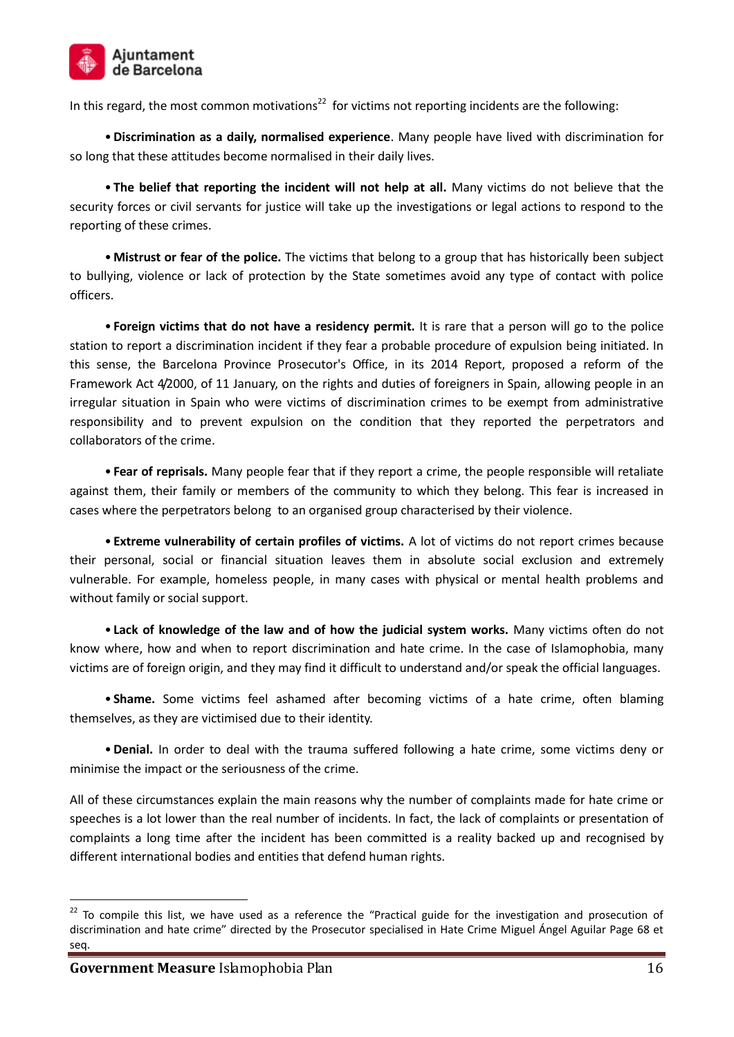In this regard, the most common motivations[22] for victims not reporting incidents are the following:

• **Discrimination as a daily, normalised experience**. Many people have lived with discrimination for so long that these attitudes become normalised in their daily lives.

• **The belief that reporting the incident will not help at all.** Many victims do not believe that the security forces or civil servants for justice will take up the investigations or legal actions to respond to the reporting of these crimes.

• **Mistrust or fear of the police.** The victims that belong to a group that has historically been subject to bullying, violence or lack of protection by the State sometimes avoid any type of contact with police officers.

• **Foreign victims that do not have a residency permit.** It is rare that a person will go to the police station to report a discrimination incident if they fear a probable procedure of expulsion being initiated. In this sense, the Barcelona Province Prosecutor's Office, in its 2014 Report, proposed a reform of the Framework Act 4/2000, of 11 January, on the rights and duties of foreigners in Spain, allowing people in an irregular situation in Spain who were victims of discrimination crimes to be exempt from administrative responsibility and to prevent expulsion on the condition that they reported the perpetrators and collaborators of the crime.

• **Fear of reprisals.** Many people fear that if they report a crime, the people responsible will retaliate against them, their family or members of the community to which they belong. This fear is increased in cases where the perpetrators belong to an organised group characterised by their violence.

• **Extreme vulnerability of certain profiles of victims.** A lot of victims do not report crimes because their personal, social or financial situation leaves them in absolute social exclusion and extremely vulnerable. For example, homeless people, in many cases with physical or mental health problems and without family or social support.

• **Lack of knowledge of the law and of how the judicial system works.** Many victims often do not know where, how and when to report discrimination and hate crime. In the case of Islamophobia, many victims are of foreign origin, and they may find it difficult to understand and/or speak the official languages.

• **Shame.** Some victims feel ashamed after becoming victims of a hate crime, often blaming themselves, as they are victimised due to their identity.

• **Denial.** In order to deal with the trauma suffered following a hate crime, some victims deny or minimise the impact or the seriousness of the crime.

All of these circumstances explain the main reasons why the number of complaints made for hate crime or speeches is a lot lower than the real number of incidents. In fact, the lack of complaints or presentation of complaints a long time after the incident has been committed is a reality backed up and recognised by different international bodies and entities that defend human rights.

---

[22] To compile this list, we have used as a reference the "Practical guide for the investigation and prosecution of discrimination and hate crime" directed by the Prosecutor specialised in Hate Crime Miguel Ángel Aguilar Page 68 et seq.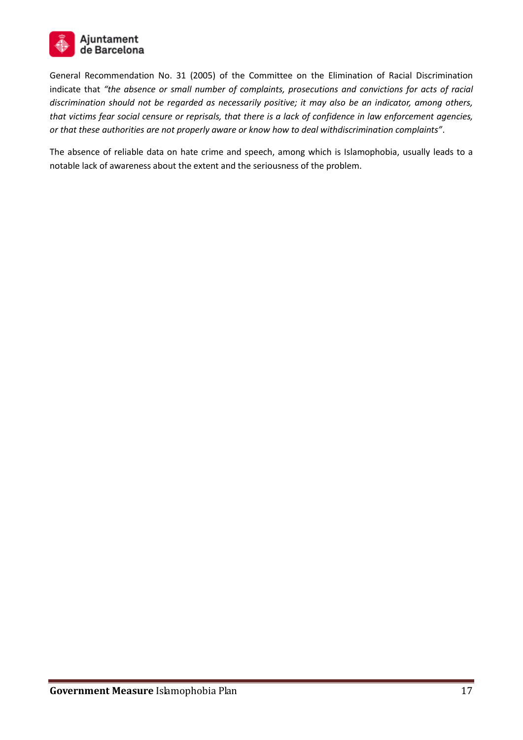General Recommendation No. 31 (2005) of the Committee on the Elimination of Racial Discrimination indicate that *"the absence or small number of complaints, prosecutions and convictions for acts of racial discrimination should not be regarded as necessarily positive; it may also be an indicator, among others, that victims fear social censure or reprisals, that there is a lack of confidence in law enforcement agencies, or that these authorities are not properly aware or know how to deal withdiscrimination complaints"*.

The absence of reliable data on hate crime and speech, among which is Islamophobia, usually leads to a notable lack of awareness about the extent and the seriousness of the problem.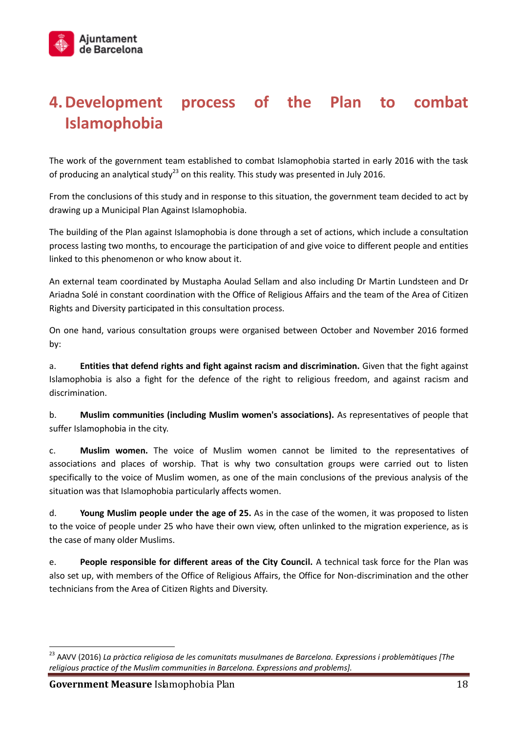# 4. Development process of the Plan to combat Islamophobia

The work of the government team established to combat Islamophobia started in early 2016 with the task of producing an analytical study[23] on this reality. This study was presented in July 2016.

From the conclusions of this study and in response to this situation, the government team decided to act by drawing up a Municipal Plan Against Islamophobia.

The building of the Plan against Islamophobia is done through a set of actions, which include a consultation process lasting two months, to encourage the participation of and give voice to different people and entities linked to this phenomenon or who know about it.

An external team coordinated by Mustapha Aoulad Sellam and also including Dr Martin Lundsteen and Dr Ariadna Solé in constant coordination with the Office of Religious Affairs and the team of the Area of Citizen Rights and Diversity participated in this consultation process.

On one hand, various consultation groups were organised between October and November 2016 formed by:

a. **Entities that defend rights and fight against racism and discrimination.** Given that the fight against Islamophobia is also a fight for the defence of the right to religious freedom, and against racism and discrimination.

b. **Muslim communities (including Muslim women's associations).** As representatives of people that suffer Islamophobia in the city.

c. **Muslim women.** The voice of Muslim women cannot be limited to the representatives of associations and places of worship. That is why two consultation groups were carried out to listen specifically to the voice of Muslim women, as one of the main conclusions of the previous analysis of the situation was that Islamophobia particularly affects women.

d. **Young Muslim people under the age of 25.** As in the case of the women, it was proposed to listen to the voice of people under 25 who have their own view, often unlinked to the migration experience, as is the case of many older Muslims.

e. **People responsible for different areas of the City Council.** A technical task force for the Plan was also set up, with members of the Office of Religious Affairs, the Office for Non-discrimination and the other technicians from the Area of Citizen Rights and Diversity.

---

[23] AAVV (2016) *La pràctica religiosa de les comunitats musulmanes de Barcelona. Expressions i problemàtiques [The religious practice of the Muslim communities in Barcelona. Expressions and problems].*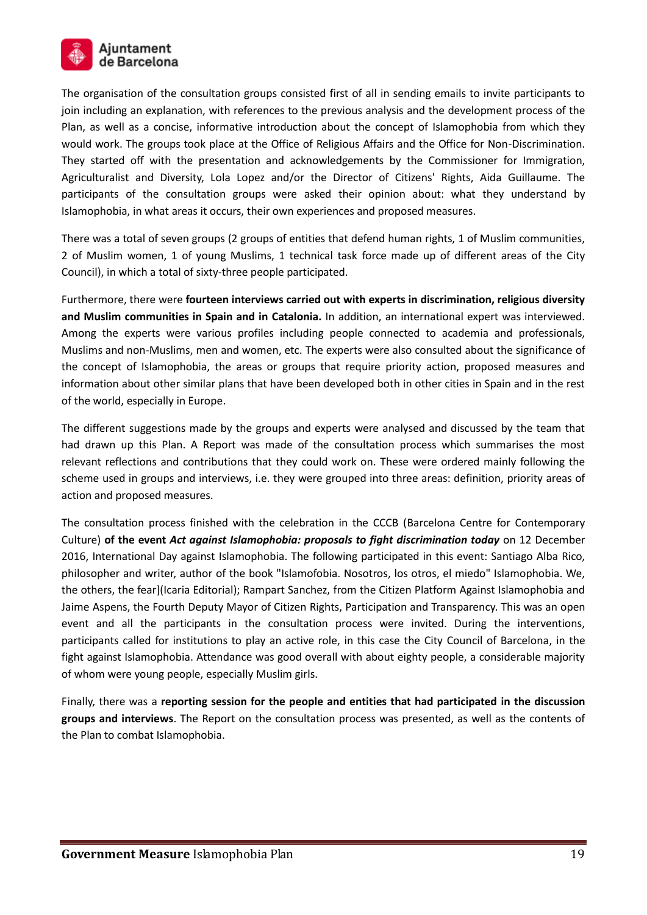The organisation of the consultation groups consisted first of all in sending emails to invite participants to join including an explanation, with references to the previous analysis and the development process of the Plan, as well as a concise, informative introduction about the concept of Islamophobia from which they would work. The groups took place at the Office of Religious Affairs and the Office for Non-Discrimination. They started off with the presentation and acknowledgements by the Commissioner for Immigration, Agriculturalist and Diversity, Lola Lopez and/or the Director of Citizens' Rights, Aida Guillaume. The participants of the consultation groups were asked their opinion about: what they understand by Islamophobia, in what areas it occurs, their own experiences and proposed measures.

There was a total of seven groups (2 groups of entities that defend human rights, 1 of Muslim communities, 2 of Muslim women, 1 of young Muslims, 1 technical task force made up of different areas of the City Council), in which a total of sixty-three people participated.

Furthermore, there were **fourteen interviews carried out with experts in discrimination, religious diversity and Muslim communities in Spain and in Catalonia.** In addition, an international expert was interviewed. Among the experts were various profiles including people connected to academia and professionals, Muslims and non-Muslims, men and women, etc. The experts were also consulted about the significance of the concept of Islamophobia, the areas or groups that require priority action, proposed measures and information about other similar plans that have been developed both in other cities in Spain and in the rest of the world, especially in Europe.

The different suggestions made by the groups and experts were analysed and discussed by the team that had drawn up this Plan. A Report was made of the consultation process which summarises the most relevant reflections and contributions that they could work on. These were ordered mainly following the scheme used in groups and interviews, i.e. they were grouped into three areas: definition, priority areas of action and proposed measures.

The consultation process finished with the celebration in the CCCB (Barcelona Centre for Contemporary Culture) **of the event *Act against Islamophobia: proposals to fight discrimination today*** on 12 December 2016, International Day against Islamophobia. The following participated in this event: Santiago Alba Rico, philosopher and writer, author of the book "Islamofobia. Nosotros, los otros, el miedo" Islamophobia. We, the others, the fear](Icaria Editorial); Rampart Sanchez, from the Citizen Platform Against Islamophobia and Jaime Aspens, the Fourth Deputy Mayor of Citizen Rights, Participation and Transparency. This was an open event and all the participants in the consultation process were invited. During the interventions, participants called for institutions to play an active role, in this case the City Council of Barcelona, in the fight against Islamophobia. Attendance was good overall with about eighty people, a considerable majority of whom were young people, especially Muslim girls.

Finally, there was a **reporting session for the people and entities that had participated in the discussion groups and interviews**. The Report on the consultation process was presented, as well as the contents of the Plan to combat Islamophobia.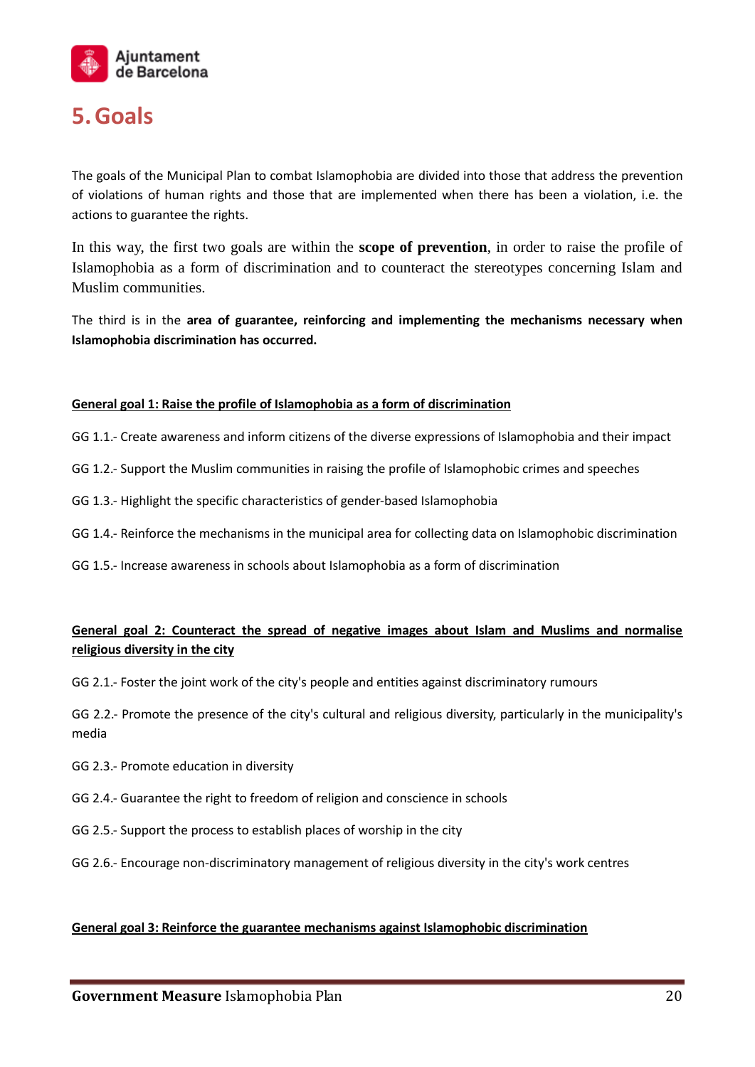# 5. Goals

The goals of the Municipal Plan to combat Islamophobia are divided into those that address the prevention of violations of human rights and those that are implemented when there has been a violation, i.e. the actions to guarantee the rights.

In this way, the first two goals are within the **scope of prevention**, in order to raise the profile of Islamophobia as a form of discrimination and to counteract the stereotypes concerning Islam and Muslim communities.

The third is in the **area of guarantee, reinforcing and implementing the mechanisms necessary when Islamophobia discrimination has occurred.**

**General goal 1: Raise the profile of Islamophobia as a form of discrimination**

GG 1.1.- Create awareness and inform citizens of the diverse expressions of Islamophobia and their impact

GG 1.2.- Support the Muslim communities in raising the profile of Islamophobic crimes and speeches

GG 1.3.- Highlight the specific characteristics of gender-based Islamophobia

GG 1.4.- Reinforce the mechanisms in the municipal area for collecting data on Islamophobic discrimination

GG 1.5.- Increase awareness in schools about Islamophobia as a form of discrimination

**General goal 2: Counteract the spread of negative images about Islam and Muslims and normalise religious diversity in the city**

GG 2.1.- Foster the joint work of the city's people and entities against discriminatory rumours

GG 2.2.- Promote the presence of the city's cultural and religious diversity, particularly in the municipality's media

GG 2.3.- Promote education in diversity

GG 2.4.- Guarantee the right to freedom of religion and conscience in schools

GG 2.5.- Support the process to establish places of worship in the city

GG 2.6.- Encourage non-discriminatory management of religious diversity in the city's work centres

**General goal 3: Reinforce the guarantee mechanisms against Islamophobic discrimination**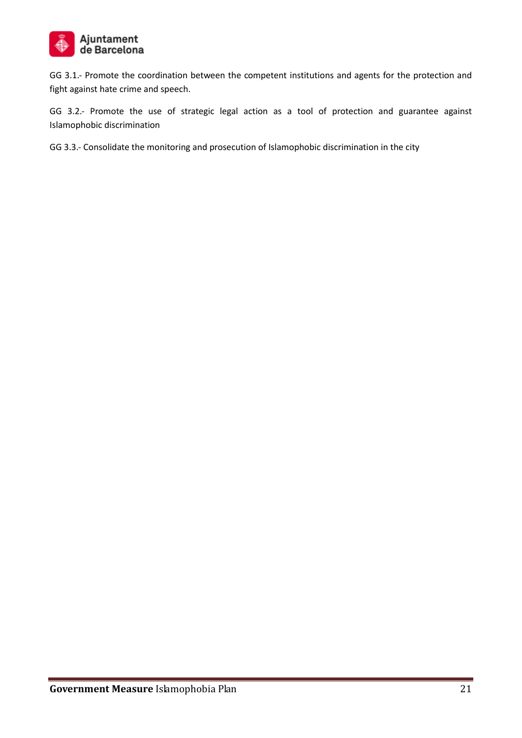GG 3.1.- Promote the coordination between the competent institutions and agents for the protection and fight against hate crime and speech.

GG 3.2.- Promote the use of strategic legal action as a tool of protection and guarantee against Islamophobic discrimination

GG 3.3.- Consolidate the monitoring and prosecution of Islamophobic discrimination in the city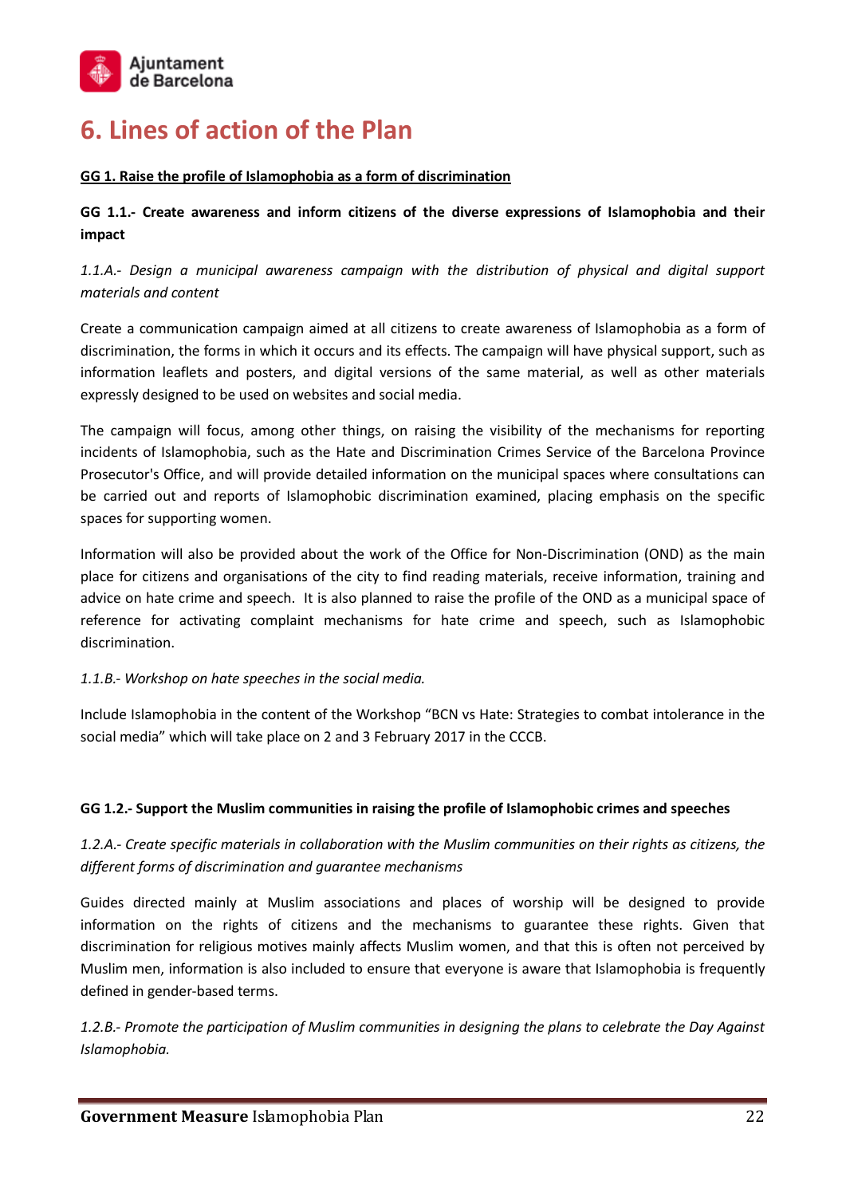# 6. Lines of action of the Plan

**GG 1. Raise the profile of Islamophobia as a form of discrimination**

**GG 1.1.- Create awareness and inform citizens of the diverse expressions of Islamophobia and their impact**

*1.1.A.- Design a municipal awareness campaign with the distribution of physical and digital support materials and content*

Create a communication campaign aimed at all citizens to create awareness of Islamophobia as a form of discrimination, the forms in which it occurs and its effects. The campaign will have physical support, such as information leaflets and posters, and digital versions of the same material, as well as other materials expressly designed to be used on websites and social media.

The campaign will focus, among other things, on raising the visibility of the mechanisms for reporting incidents of Islamophobia, such as the Hate and Discrimination Crimes Service of the Barcelona Province Prosecutor's Office, and will provide detailed information on the municipal spaces where consultations can be carried out and reports of Islamophobic discrimination examined, placing emphasis on the specific spaces for supporting women.

Information will also be provided about the work of the Office for Non-Discrimination (OND) as the main place for citizens and organisations of the city to find reading materials, receive information, training and advice on hate crime and speech. It is also planned to raise the profile of the OND as a municipal space of reference for activating complaint mechanisms for hate crime and speech, such as Islamophobic discrimination.

*1.1.B.- Workshop on hate speeches in the social media.*

Include Islamophobia in the content of the Workshop "BCN vs Hate: Strategies to combat intolerance in the social media" which will take place on 2 and 3 February 2017 in the CCCB.

**GG 1.2.- Support the Muslim communities in raising the profile of Islamophobic crimes and speeches**

*1.2.A.- Create specific materials in collaboration with the Muslim communities on their rights as citizens, the different forms of discrimination and guarantee mechanisms*

Guides directed mainly at Muslim associations and places of worship will be designed to provide information on the rights of citizens and the mechanisms to guarantee these rights. Given that discrimination for religious motives mainly affects Muslim women, and that this is often not perceived by Muslim men, information is also included to ensure that everyone is aware that Islamophobia is frequently defined in gender-based terms.

*1.2.B.- Promote the participation of Muslim communities in designing the plans to celebrate the Day Against Islamophobia.*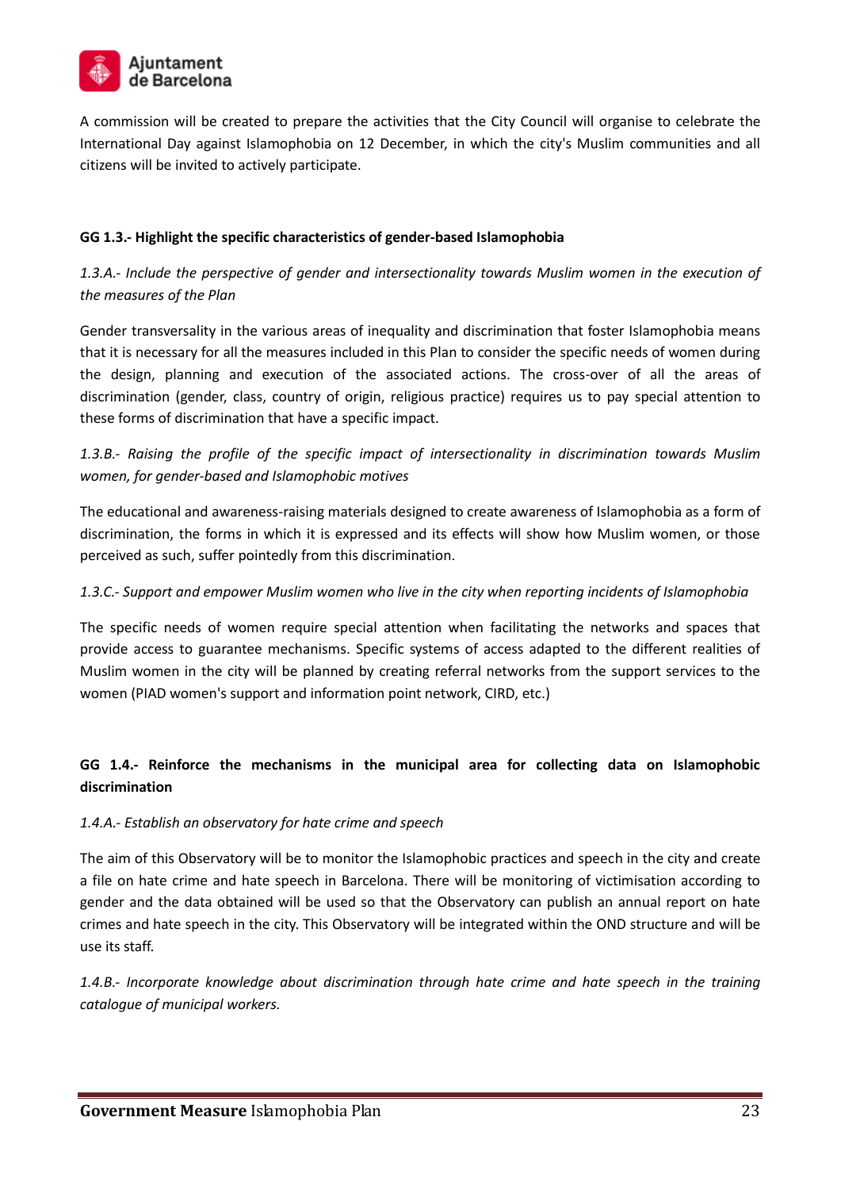A commission will be created to prepare the activities that the City Council will organise to celebrate the International Day against Islamophobia on 12 December, in which the city's Muslim communities and all citizens will be invited to actively participate.

**GG 1.3.- Highlight the specific characteristics of gender-based Islamophobia**

*1.3.A.- Include the perspective of gender and intersectionality towards Muslim women in the execution of the measures of the Plan*

Gender transversality in the various areas of inequality and discrimination that foster Islamophobia means that it is necessary for all the measures included in this Plan to consider the specific needs of women during the design, planning and execution of the associated actions. The cross-over of all the areas of discrimination (gender, class, country of origin, religious practice) requires us to pay special attention to these forms of discrimination that have a specific impact.

*1.3.B.- Raising the profile of the specific impact of intersectionality in discrimination towards Muslim women, for gender-based and Islamophobic motives*

The educational and awareness-raising materials designed to create awareness of Islamophobia as a form of discrimination, the forms in which it is expressed and its effects will show how Muslim women, or those perceived as such, suffer pointedly from this discrimination.

*1.3.C.- Support and empower Muslim women who live in the city when reporting incidents of Islamophobia*

The specific needs of women require special attention when facilitating the networks and spaces that provide access to guarantee mechanisms. Specific systems of access adapted to the different realities of Muslim women in the city will be planned by creating referral networks from the support services to the women (PIAD women's support and information point network, CIRD, etc.)

**GG 1.4.- Reinforce the mechanisms in the municipal area for collecting data on Islamophobic discrimination**

*1.4.A.- Establish an observatory for hate crime and speech*

The aim of this Observatory will be to monitor the Islamophobic practices and speech in the city and create a file on hate crime and hate speech in Barcelona. There will be monitoring of victimisation according to gender and the data obtained will be used so that the Observatory can publish an annual report on hate crimes and hate speech in the city. This Observatory will be integrated within the OND structure and will be use its staff.

*1.4.B.- Incorporate knowledge about discrimination through hate crime and hate speech in the training catalogue of municipal workers.*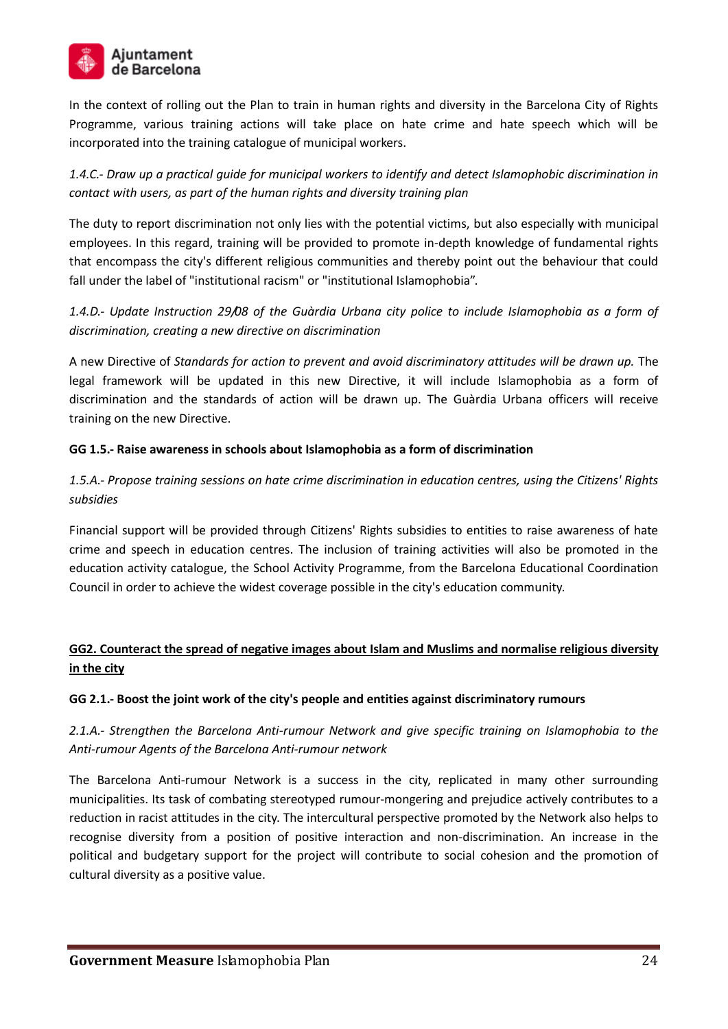In the context of rolling out the Plan to train in human rights and diversity in the Barcelona City of Rights Programme, various training actions will take place on hate crime and hate speech which will be incorporated into the training catalogue of municipal workers.

*1.4.C.- Draw up a practical guide for municipal workers to identify and detect Islamophobic discrimination in contact with users, as part of the human rights and diversity training plan*

The duty to report discrimination not only lies with the potential victims, but also especially with municipal employees. In this regard, training will be provided to promote in-depth knowledge of fundamental rights that encompass the city's different religious communities and thereby point out the behaviour that could fall under the label of "institutional racism" or "institutional Islamophobia".

*1.4.D.- Update Instruction 29/08 of the Guàrdia Urbana city police to include Islamophobia as a form of discrimination, creating a new directive on discrimination*

A new Directive of *Standards for action to prevent and avoid discriminatory attitudes will be drawn up.* The legal framework will be updated in this new Directive, it will include Islamophobia as a form of discrimination and the standards of action will be drawn up. The Guàrdia Urbana officers will receive training on the new Directive.

**GG 1.5.- Raise awareness in schools about Islamophobia as a form of discrimination**

*1.5.A.- Propose training sessions on hate crime discrimination in education centres, using the Citizens' Rights subsidies*

Financial support will be provided through Citizens' Rights subsidies to entities to raise awareness of hate crime and speech in education centres. The inclusion of training activities will also be promoted in the education activity catalogue, the School Activity Programme, from the Barcelona Educational Coordination Council in order to achieve the widest coverage possible in the city's education community.

## GG2. Counteract the spread of negative images about Islam and Muslims and normalise religious diversity in the city

**GG 2.1.- Boost the joint work of the city's people and entities against discriminatory rumours**

*2.1.A.- Strengthen the Barcelona Anti-rumour Network and give specific training on Islamophobia to the Anti-rumour Agents of the Barcelona Anti-rumour network*

The Barcelona Anti-rumour Network is a success in the city, replicated in many other surrounding municipalities. Its task of combating stereotyped rumour-mongering and prejudice actively contributes to a reduction in racist attitudes in the city. The intercultural perspective promoted by the Network also helps to recognise diversity from a position of positive interaction and non-discrimination. An increase in the political and budgetary support for the project will contribute to social cohesion and the promotion of cultural diversity as a positive value.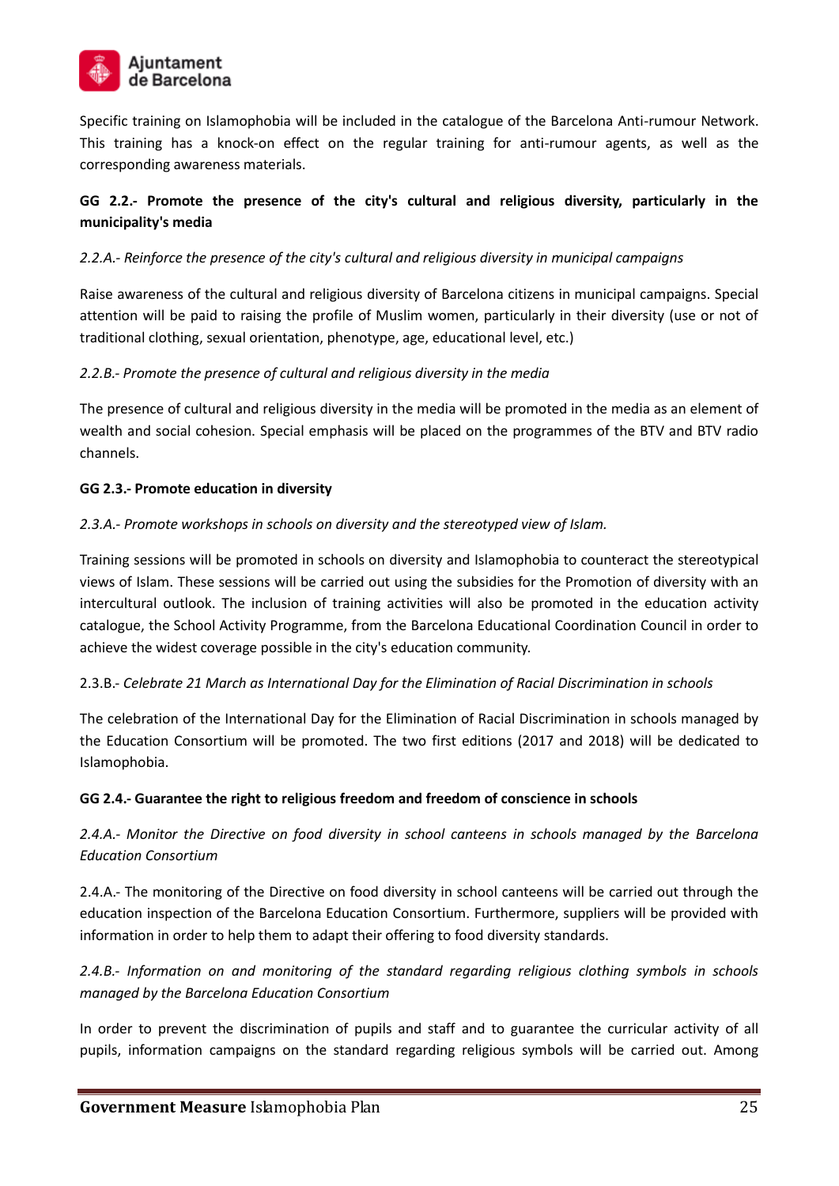Specific training on Islamophobia will be included in the catalogue of the Barcelona Anti-rumour Network. This training has a knock-on effect on the regular training for anti-rumour agents, as well as the corresponding awareness materials.

**GG 2.2.- Promote the presence of the city's cultural and religious diversity, particularly in the municipality's media**

*2.2.A.- Reinforce the presence of the city's cultural and religious diversity in municipal campaigns*

Raise awareness of the cultural and religious diversity of Barcelona citizens in municipal campaigns. Special attention will be paid to raising the profile of Muslim women, particularly in their diversity (use or not of traditional clothing, sexual orientation, phenotype, age, educational level, etc.)

*2.2.B.- Promote the presence of cultural and religious diversity in the media*

The presence of cultural and religious diversity in the media will be promoted in the media as an element of wealth and social cohesion. Special emphasis will be placed on the programmes of the BTV and BTV radio channels.

**GG 2.3.- Promote education in diversity**

*2.3.A.- Promote workshops in schools on diversity and the stereotyped view of Islam.*

Training sessions will be promoted in schools on diversity and Islamophobia to counteract the stereotypical views of Islam. These sessions will be carried out using the subsidies for the Promotion of diversity with an intercultural outlook. The inclusion of training activities will also be promoted in the education activity catalogue, the School Activity Programme, from the Barcelona Educational Coordination Council in order to achieve the widest coverage possible in the city's education community.

2.3.B.- *Celebrate 21 March as International Day for the Elimination of Racial Discrimination in schools*

The celebration of the International Day for the Elimination of Racial Discrimination in schools managed by the Education Consortium will be promoted. The two first editions (2017 and 2018) will be dedicated to Islamophobia.

**GG 2.4.- Guarantee the right to religious freedom and freedom of conscience in schools**

*2.4.A.- Monitor the Directive on food diversity in school canteens in schools managed by the Barcelona Education Consortium*

2.4.A.- The monitoring of the Directive on food diversity in school canteens will be carried out through the education inspection of the Barcelona Education Consortium. Furthermore, suppliers will be provided with information in order to help them to adapt their offering to food diversity standards.

*2.4.B.- Information on and monitoring of the standard regarding religious clothing symbols in schools managed by the Barcelona Education Consortium*

In order to prevent the discrimination of pupils and staff and to guarantee the curricular activity of all pupils, information campaigns on the standard regarding religious symbols will be carried out. Among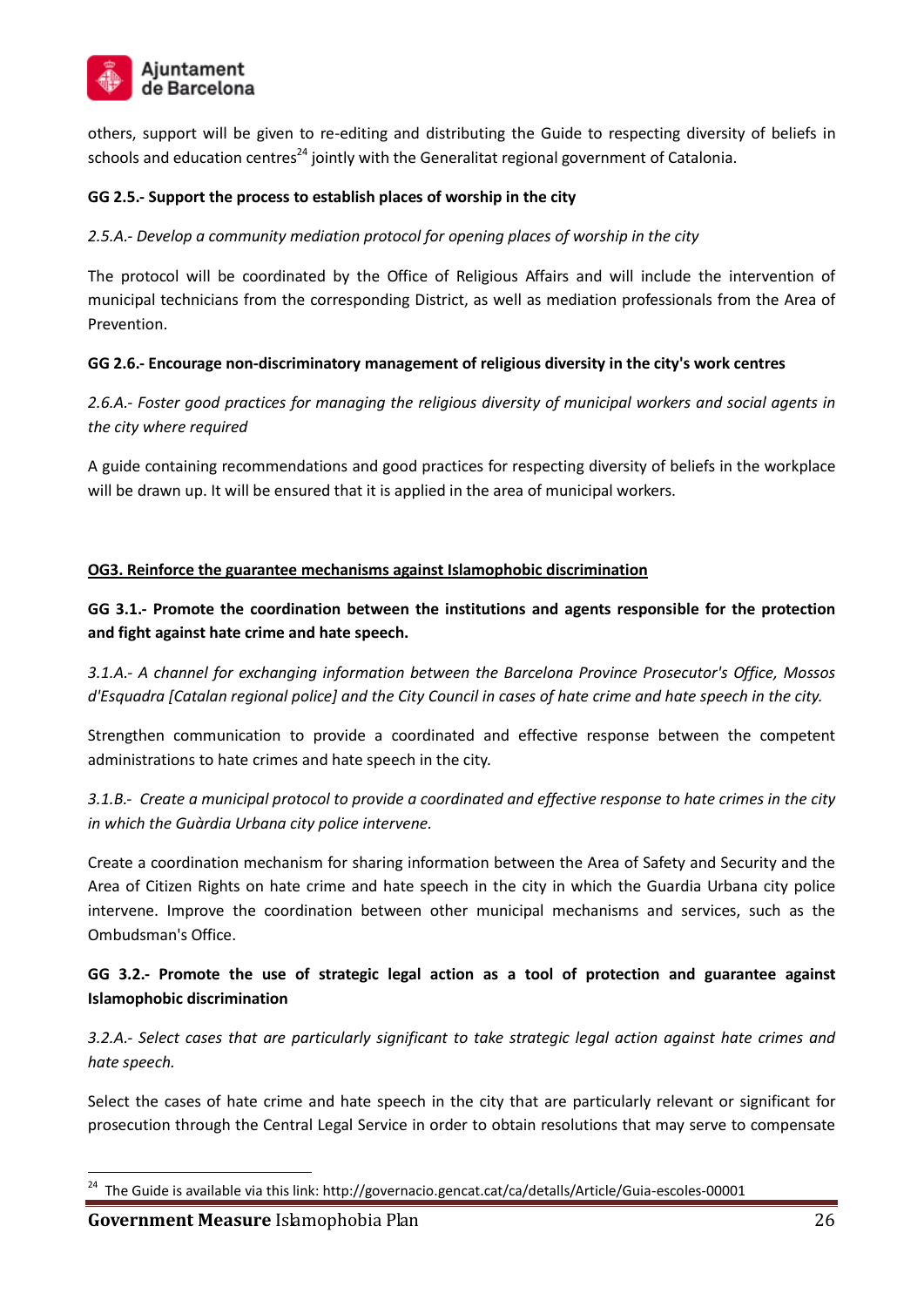others, support will be given to re-editing and distributing the Guide to respecting diversity of beliefs in schools and education centres[24] jointly with the Generalitat regional government of Catalonia.

**GG 2.5.- Support the process to establish places of worship in the city**

*2.5.A.- Develop a community mediation protocol for opening places of worship in the city*

The protocol will be coordinated by the Office of Religious Affairs and will include the intervention of municipal technicians from the corresponding District, as well as mediation professionals from the Area of Prevention.

**GG 2.6.- Encourage non-discriminatory management of religious diversity in the city's work centres**

*2.6.A.- Foster good practices for managing the religious diversity of municipal workers and social agents in the city where required*

A guide containing recommendations and good practices for respecting diversity of beliefs in the workplace will be drawn up. It will be ensured that it is applied in the area of municipal workers.

**OG3. Reinforce the guarantee mechanisms against Islamophobic discrimination**

**GG 3.1.- Promote the coordination between the institutions and agents responsible for the protection and fight against hate crime and hate speech.**

*3.1.A.- A channel for exchanging information between the Barcelona Province Prosecutor's Office, Mossos d'Esquadra [Catalan regional police] and the City Council in cases of hate crime and hate speech in the city.*

Strengthen communication to provide a coordinated and effective response between the competent administrations to hate crimes and hate speech in the city.

*3.1.B.- Create a municipal protocol to provide a coordinated and effective response to hate crimes in the city in which the Guàrdia Urbana city police intervene.*

Create a coordination mechanism for sharing information between the Area of Safety and Security and the Area of Citizen Rights on hate crime and hate speech in the city in which the Guardia Urbana city police intervene. Improve the coordination between other municipal mechanisms and services, such as the Ombudsman's Office.

**GG 3.2.- Promote the use of strategic legal action as a tool of protection and guarantee against Islamophobic discrimination**

*3.2.A.- Select cases that are particularly significant to take strategic legal action against hate crimes and hate speech.*

Select the cases of hate crime and hate speech in the city that are particularly relevant or significant for prosecution through the Central Legal Service in order to obtain resolutions that may serve to compensate

[24] The Guide is available via this link: http://governacio.gencat.cat/ca/detalls/Article/Guia-escoles-00001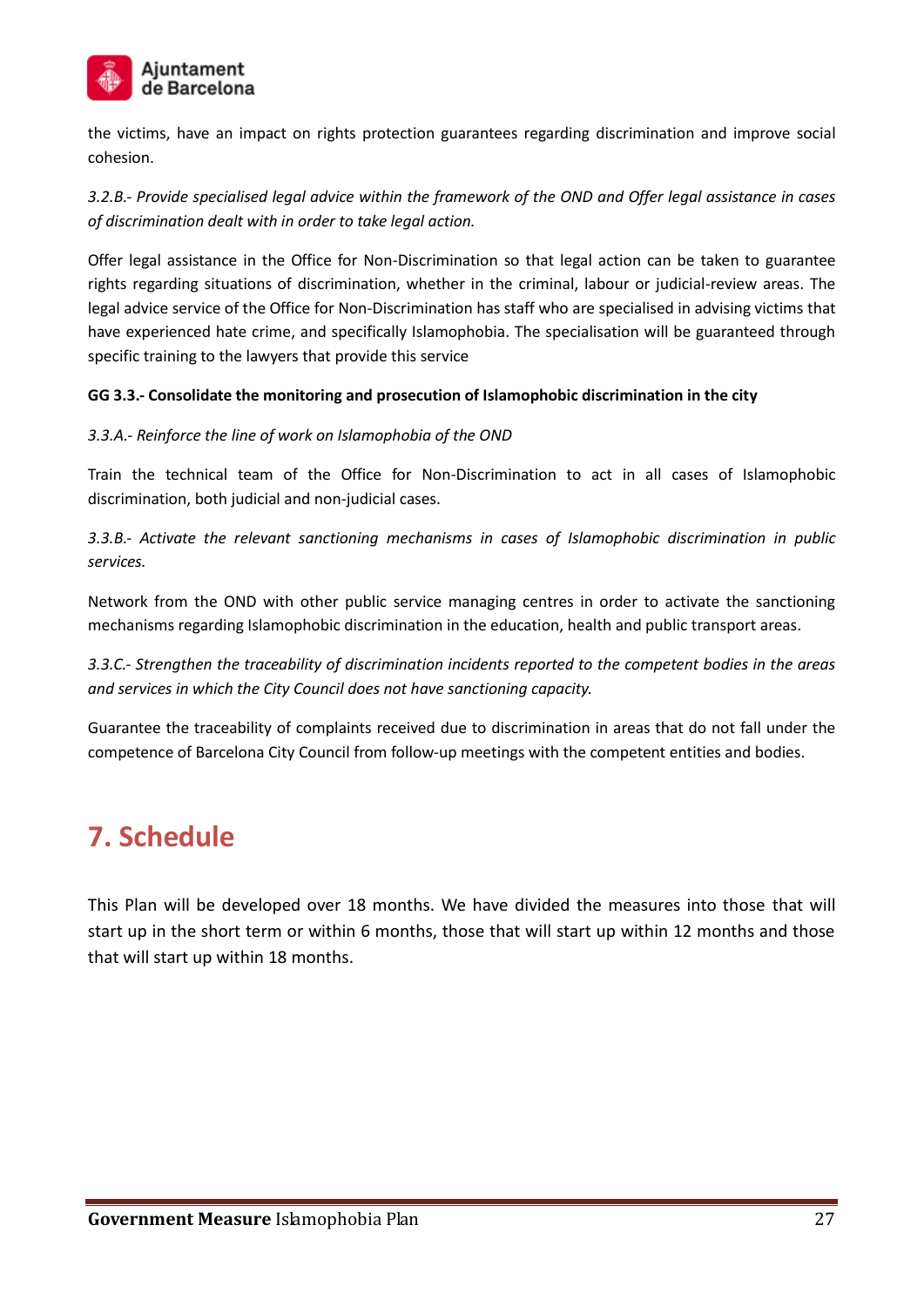the victims, have an impact on rights protection guarantees regarding discrimination and improve social cohesion.

*3.2.B.- Provide specialised legal advice within the framework of the OND and Offer legal assistance in cases of discrimination dealt with in order to take legal action.*

Offer legal assistance in the Office for Non-Discrimination so that legal action can be taken to guarantee rights regarding situations of discrimination, whether in the criminal, labour or judicial-review areas. The legal advice service of the Office for Non-Discrimination has staff who are specialised in advising victims that have experienced hate crime, and specifically Islamophobia. The specialisation will be guaranteed through specific training to the lawyers that provide this service

**GG 3.3.- Consolidate the monitoring and prosecution of Islamophobic discrimination in the city**

*3.3.A.- Reinforce the line of work on Islamophobia of the OND*

Train the technical team of the Office for Non-Discrimination to act in all cases of Islamophobic discrimination, both judicial and non-judicial cases.

*3.3.B.- Activate the relevant sanctioning mechanisms in cases of Islamophobic discrimination in public services.*

Network from the OND with other public service managing centres in order to activate the sanctioning mechanisms regarding Islamophobic discrimination in the education, health and public transport areas.

*3.3.C.- Strengthen the traceability of discrimination incidents reported to the competent bodies in the areas and services in which the City Council does not have sanctioning capacity.*

Guarantee the traceability of complaints received due to discrimination in areas that do not fall under the competence of Barcelona City Council from follow-up meetings with the competent entities and bodies.

# 7. Schedule

This Plan will be developed over 18 months. We have divided the measures into those that will start up in the short term or within 6 months, those that will start up within 12 months and those that will start up within 18 months.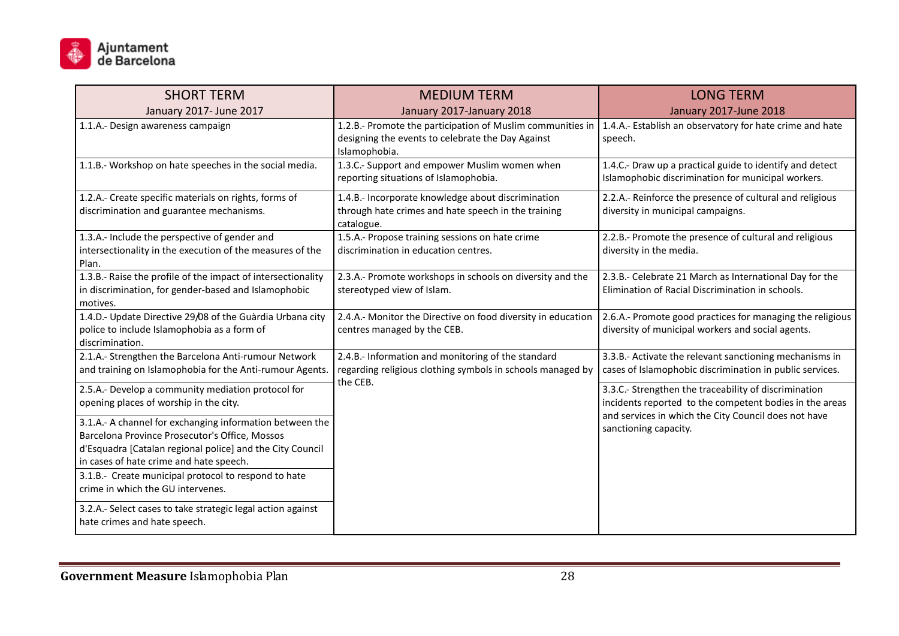| SHORT TERM<br>January 2017- June 2017 | MEDIUM TERM<br>January 2017-January 2018 | LONG TERM<br>January 2017-June 2018 |
|---|---|---|
| 1.1.A.- Design awareness campaign | 1.2.B.- Promote the participation of Muslim communities in designing the events to celebrate the Day Against Islamophobia. | 1.4.A.- Establish an observatory for hate crime and hate speech. |
| 1.1.B.- Workshop on hate speeches in the social media. | 1.3.C.- Support and empower Muslim women when reporting situations of Islamophobia. | 1.4.C.- Draw up a practical guide to identify and detect Islamophobic discrimination for municipal workers. |
| 1.2.A.- Create specific materials on rights, forms of discrimination and guarantee mechanisms. | 1.4.B.- Incorporate knowledge about discrimination through hate crimes and hate speech in the training catalogue. | 2.2.A.- Reinforce the presence of cultural and religious diversity in municipal campaigns. |
| 1.3.A.- Include the perspective of gender and intersectionality in the execution of the measures of the Plan. | 1.5.A.- Propose training sessions on hate crime discrimination in education centres. | 2.2.B.- Promote the presence of cultural and religious diversity in the media. |
| 1.3.B.- Raise the profile of the impact of intersectionality in discrimination, for gender-based and Islamophobic motives. | 2.3.A.- Promote workshops in schools on diversity and the stereotyped view of Islam. | 2.3.B.- Celebrate 21 March as International Day for the Elimination of Racial Discrimination in schools. |
| 1.4.D.- Update Directive 29/08 of the Guàrdia Urbana city police to include Islamophobia as a form of discrimination. | 2.4.A.- Monitor the Directive on food diversity in education centres managed by the CEB. | 2.6.A.- Promote good practices for managing the religious diversity of municipal workers and social agents. |
| 2.1.A.- Strengthen the Barcelona Anti-rumour Network and training on Islamophobia for the Anti-rumour Agents. | 2.4.B.- Information and monitoring of the standard regarding religious clothing symbols in schools managed by the CEB. | 3.3.B.- Activate the relevant sanctioning mechanisms in cases of Islamophobic discrimination in public services. |
| 2.5.A.- Develop a community mediation protocol for opening places of worship in the city. | | 3.3.C.- Strengthen the traceability of discrimination incidents reported to the competent bodies in the areas and services in which the City Council does not have sanctioning capacity. |
| 3.1.A.- A channel for exchanging information between the Barcelona Province Prosecutor's Office, Mossos d'Esquadra [Catalan regional police] and the City Council in cases of hate crime and hate speech. | | |
| 3.1.B.- Create municipal protocol to respond to hate crime in which the GU intervenes. | | |
| 3.2.A.- Select cases to take strategic legal action against hate crimes and hate speech. | | |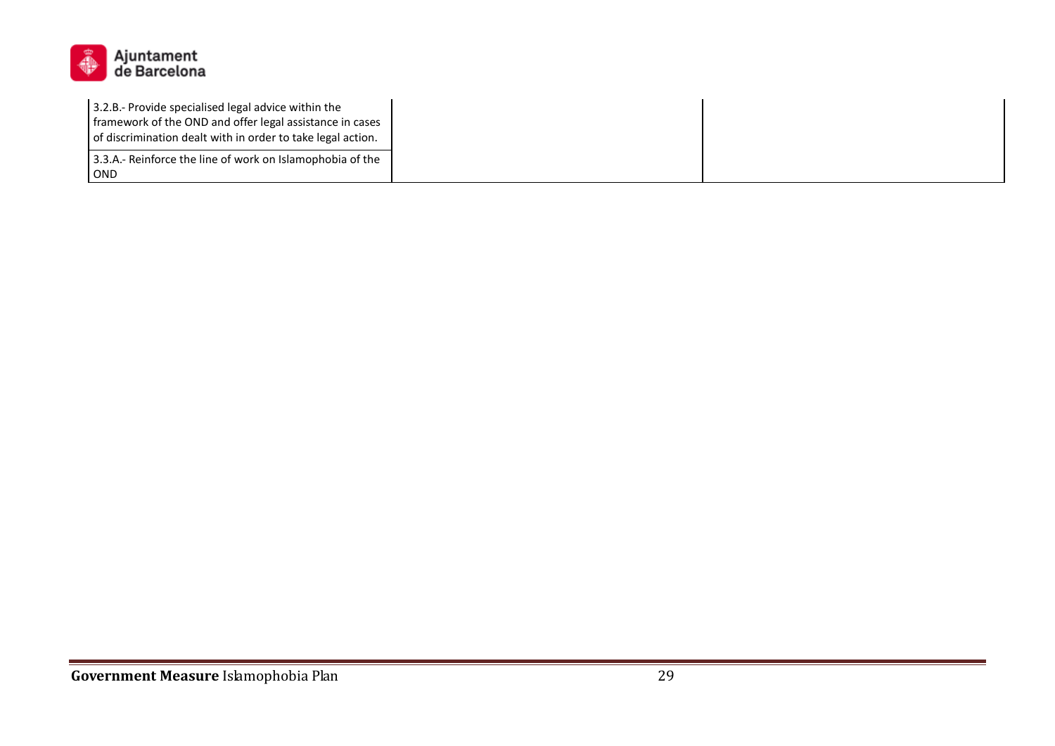| | | |
|---|---|---|
| 3.2.B.- Provide specialised legal advice within the framework of the OND and offer legal assistance in cases of discrimination dealt with in order to take legal action. | | |
| 3.3.A.- Reinforce the line of work on Islamophobia of the OND | | |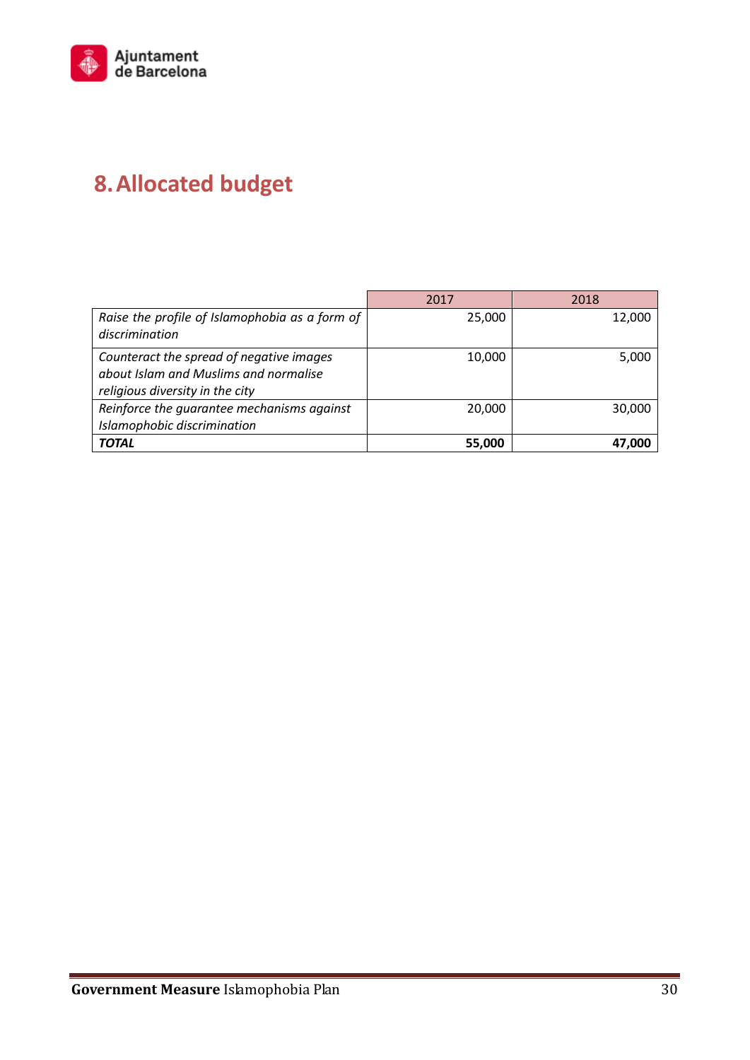# 8. Allocated budget

| | 2017 | 2018 |
|---|---|---|
| *Raise the profile of Islamophobia as a form of discrimination* | 25,000 | 12,000 |
| *Counteract the spread of negative images about Islam and Muslims and normalise religious diversity in the city* | 10,000 | 5,000 |
| *Reinforce the guarantee mechanisms against Islamophobic discrimination* | 20,000 | 30,000 |
| ***TOTAL*** | **55,000** | **47,000** |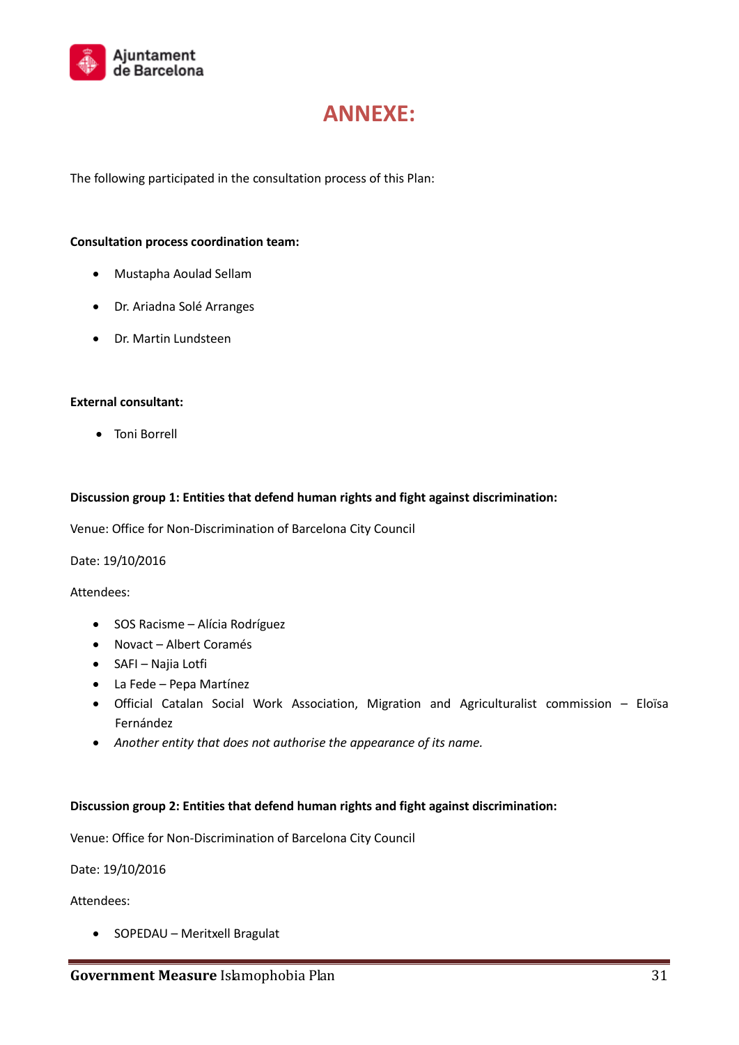# ANNEXE:

The following participated in the consultation process of this Plan:

**Consultation process coordination team:**

- Mustapha Aoulad Sellam
- Dr. Ariadna Solé Arranges
- Dr. Martin Lundsteen

**External consultant:**

- Toni Borrell

**Discussion group 1: Entities that defend human rights and fight against discrimination:**

Venue: Office for Non-Discrimination of Barcelona City Council

Date: 19/10/2016

Attendees:

- SOS Racisme – Alícia Rodríguez
- Novact – Albert Coramés
- SAFI – Najia Lotfi
- La Fede – Pepa Martínez
- Official Catalan Social Work Association, Migration and Agriculturalist commission – Eloïsa Fernández
- *Another entity that does not authorise the appearance of its name.*

**Discussion group 2: Entities that defend human rights and fight against discrimination:**

Venue: Office for Non-Discrimination of Barcelona City Council

Date: 19/10/2016

Attendees:

- SOPEDAU – Meritxell Bragulat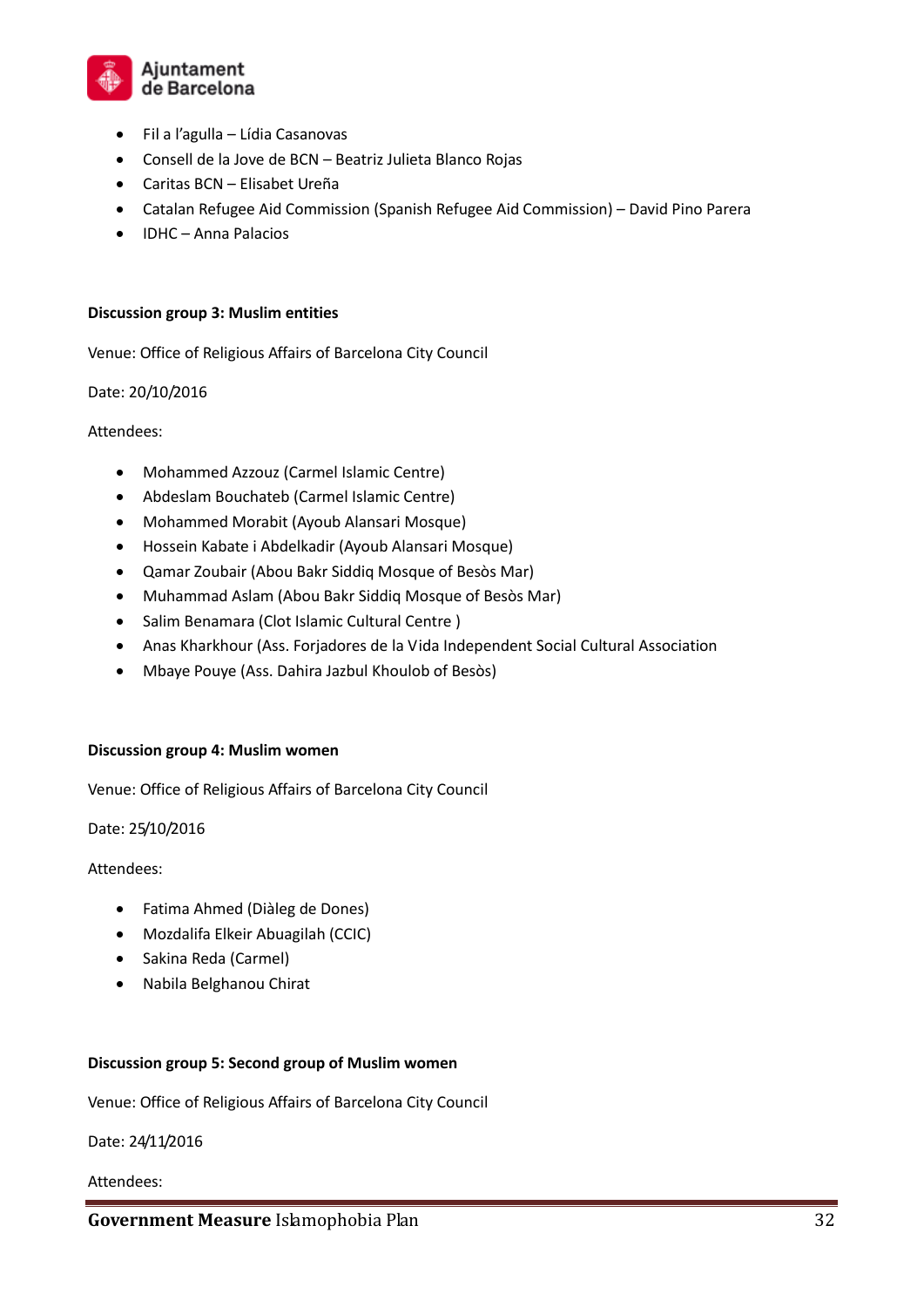- Fil a l'agulla – Lídia Casanovas
- Consell de la Jove de BCN – Beatriz Julieta Blanco Rojas
- Caritas BCN – Elisabet Ureña
- Catalan Refugee Aid Commission (Spanish Refugee Aid Commission) – David Pino Parera
- IDHC – Anna Palacios

**Discussion group 3: Muslim entities**

Venue: Office of Religious Affairs of Barcelona City Council

Date: 20/10/2016

Attendees:

- Mohammed Azzouz (Carmel Islamic Centre)
- Abdeslam Bouchateb (Carmel Islamic Centre)
- Mohammed Morabit (Ayoub Alansari Mosque)
- Hossein Kabate i Abdelkadir (Ayoub Alansari Mosque)
- Qamar Zoubair (Abou Bakr Siddiq Mosque of Besòs Mar)
- Muhammad Aslam (Abou Bakr Siddiq Mosque of Besòs Mar)
- Salim Benamara (Clot Islamic Cultural Centre )
- Anas Kharkhour (Ass. Forjadores de la Vida Independent Social Cultural Association
- Mbaye Pouye (Ass. Dahira Jazbul Khoulob of Besòs)

**Discussion group 4: Muslim women**

Venue: Office of Religious Affairs of Barcelona City Council

Date: 25/10/2016

Attendees:

- Fatima Ahmed (Diàleg de Dones)
- Mozdalifa Elkeir Abuagilah (CCIC)
- Sakina Reda (Carmel)
- Nabila Belghanou Chirat

**Discussion group 5: Second group of Muslim women**

Venue: Office of Religious Affairs of Barcelona City Council

Date: 24/11/2016

Attendees: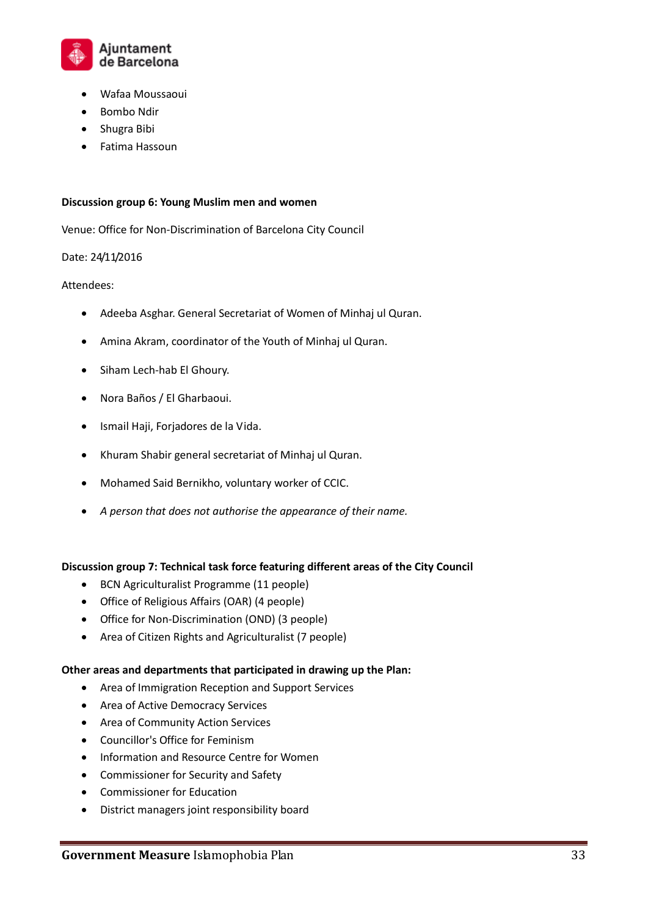- Wafaa Moussaoui
- Bombo Ndir
- Shugra Bibi
- Fatima Hassoun

**Discussion group 6: Young Muslim men and women**

Venue: Office for Non-Discrimination of Barcelona City Council

Date: 24/11/2016

Attendees:

- Adeeba Asghar. General Secretariat of Women of Minhaj ul Quran.
- Amina Akram, coordinator of the Youth of Minhaj ul Quran.
- Siham Lech-hab El Ghoury.
- Nora Baños / El Gharbaoui.
- Ismail Haji, Forjadores de la Vida.
- Khuram Shabir general secretariat of Minhaj ul Quran.
- Mohamed Said Bernikho, voluntary worker of CCIC.
- *A person that does not authorise the appearance of their name.*

**Discussion group 7: Technical task force featuring different areas of the City Council**

- BCN Agriculturalist Programme (11 people)
- Office of Religious Affairs (OAR) (4 people)
- Office for Non-Discrimination (OND) (3 people)
- Area of Citizen Rights and Agriculturalist (7 people)

**Other areas and departments that participated in drawing up the Plan:**

- Area of Immigration Reception and Support Services
- Area of Active Democracy Services
- Area of Community Action Services
- Councillor's Office for Feminism
- Information and Resource Centre for Women
- Commissioner for Security and Safety
- Commissioner for Education
- District managers joint responsibility board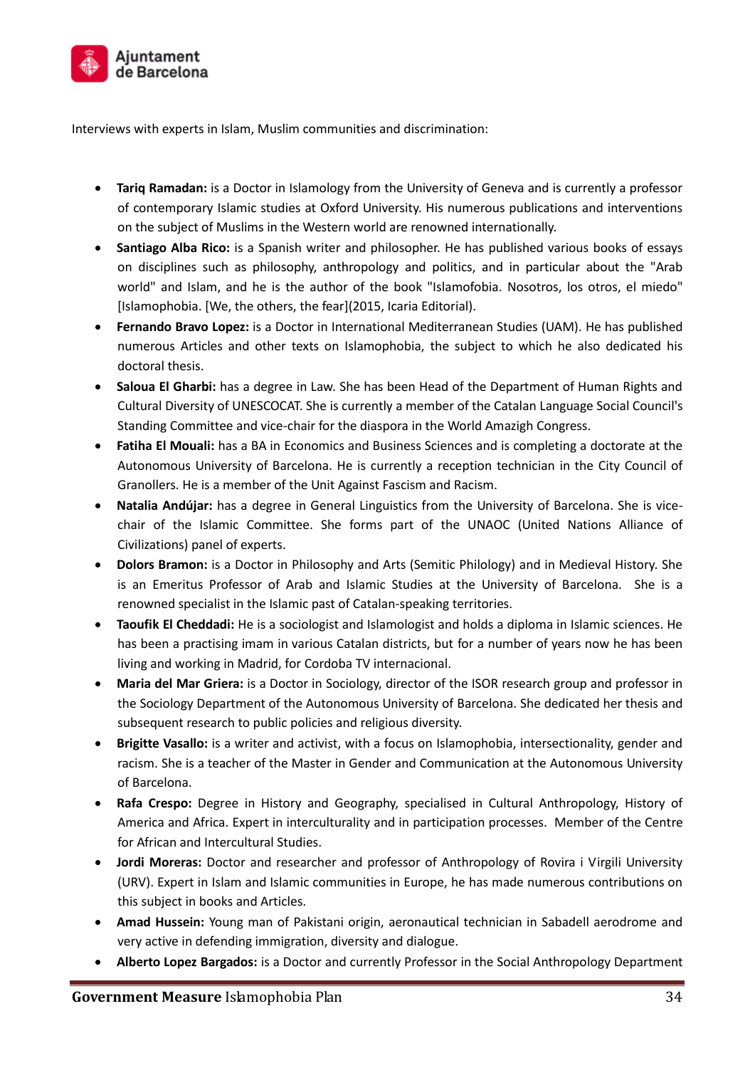Interviews with experts in Islam, Muslim communities and discrimination:

- **Tariq Ramadan:** is a Doctor in Islamology from the University of Geneva and is currently a professor of contemporary Islamic studies at Oxford University. His numerous publications and interventions on the subject of Muslims in the Western world are renowned internationally.
- **Santiago Alba Rico:** is a Spanish writer and philosopher. He has published various books of essays on disciplines such as philosophy, anthropology and politics, and in particular about the "Arab world" and Islam, and he is the author of the book "Islamofobia. Nosotros, los otros, el miedo" [Islamophobia. [We, the others, the fear](2015, Icaria Editorial).
- **Fernando Bravo Lopez:** is a Doctor in International Mediterranean Studies (UAM). He has published numerous Articles and other texts on Islamophobia, the subject to which he also dedicated his doctoral thesis.
- **Saloua El Gharbi:** has a degree in Law. She has been Head of the Department of Human Rights and Cultural Diversity of UNESCOCAT. She is currently a member of the Catalan Language Social Council's Standing Committee and vice-chair for the diaspora in the World Amazigh Congress.
- **Fatiha El Mouali:** has a BA in Economics and Business Sciences and is completing a doctorate at the Autonomous University of Barcelona. He is currently a reception technician in the City Council of Granollers. He is a member of the Unit Against Fascism and Racism.
- **Natalia Andújar:** has a degree in General Linguistics from the University of Barcelona. She is vice-chair of the Islamic Committee. She forms part of the UNAOC (United Nations Alliance of Civilizations) panel of experts.
- **Dolors Bramon:** is a Doctor in Philosophy and Arts (Semitic Philology) and in Medieval History. She is an Emeritus Professor of Arab and Islamic Studies at the University of Barcelona. She is a renowned specialist in the Islamic past of Catalan-speaking territories.
- **Taoufik El Cheddadi:** He is a sociologist and Islamologist and holds a diploma in Islamic sciences. He has been a practising imam in various Catalan districts, but for a number of years now he has been living and working in Madrid, for Cordoba TV internacional.
- **Maria del Mar Griera:** is a Doctor in Sociology, director of the ISOR research group and professor in the Sociology Department of the Autonomous University of Barcelona. She dedicated her thesis and subsequent research to public policies and religious diversity.
- **Brigitte Vasallo:** is a writer and activist, with a focus on Islamophobia, intersectionality, gender and racism. She is a teacher of the Master in Gender and Communication at the Autonomous University of Barcelona.
- **Rafa Crespo:** Degree in History and Geography, specialised in Cultural Anthropology, History of America and Africa. Expert in interculturality and in participation processes. Member of the Centre for African and Intercultural Studies.
- **Jordi Moreras:** Doctor and researcher and professor of Anthropology of Rovira i Virgili University (URV). Expert in Islam and Islamic communities in Europe, he has made numerous contributions on this subject in books and Articles.
- **Amad Hussein:** Young man of Pakistani origin, aeronautical technician in Sabadell aerodrome and very active in defending immigration, diversity and dialogue.
- **Alberto Lopez Bargados:** is a Doctor and currently Professor in the Social Anthropology Department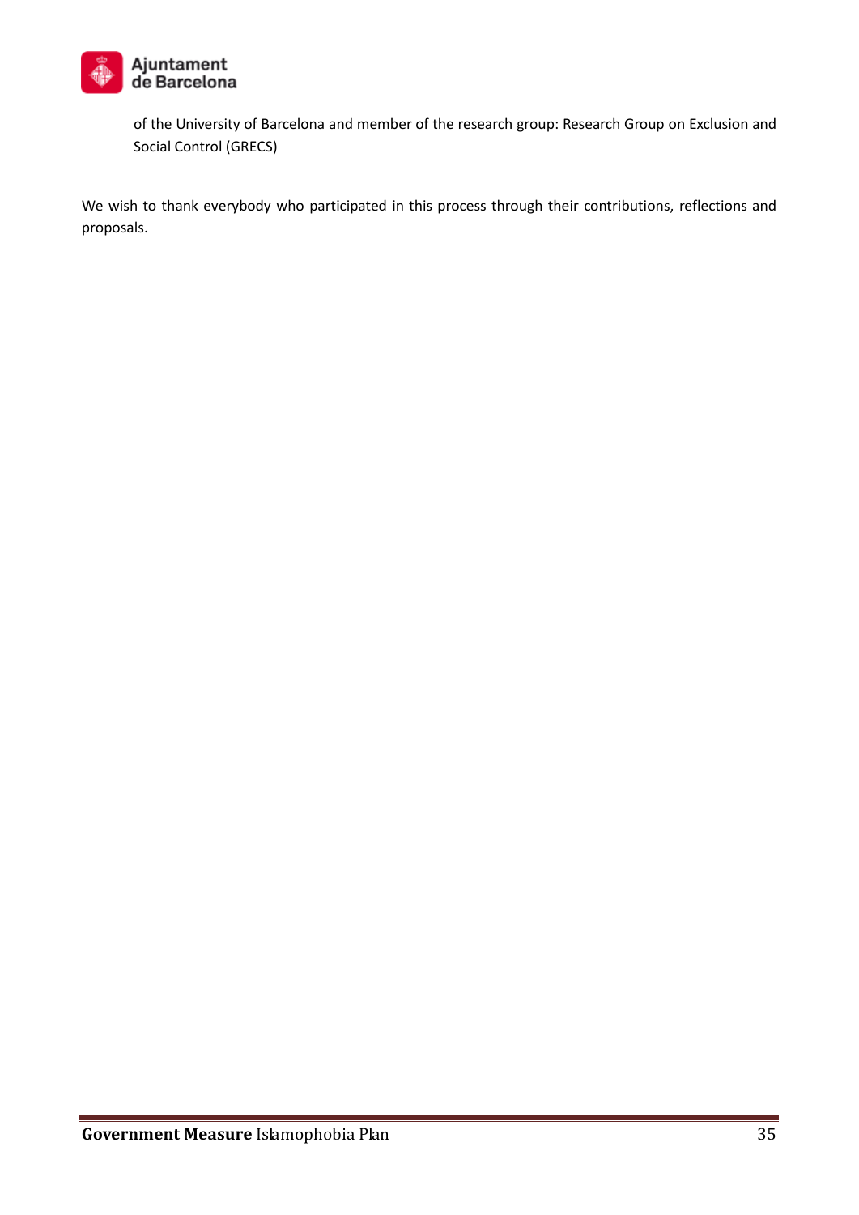of the University of Barcelona and member of the research group: Research Group on Exclusion and Social Control (GRECS)

We wish to thank everybody who participated in this process through their contributions, reflections and proposals.